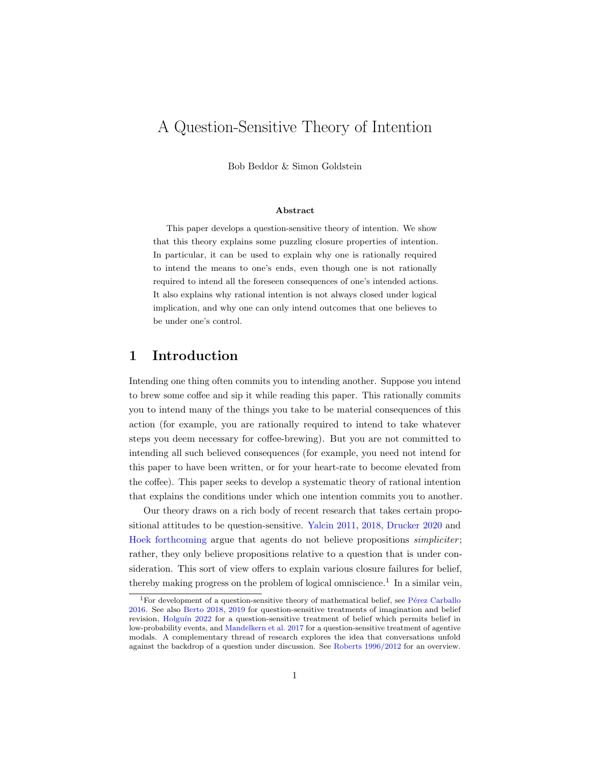# A Question-Sensitive Theory of Intention

Bob Beddor & Simon Goldstein

**Abstract**

This paper develops a question-sensitive theory of intention. We show that this theory explains some puzzling closure properties of intention. In particular, it can be used to explain why one is rationally required to intend the means to one's ends, even though one is not rationally required to intend all the foreseen consequences of one's intended actions. It also explains why rational intention is not always closed under logical implication, and why one can only intend outcomes that one believes to be under one's control.

## 1 Introduction

Intending one thing often commits you to intending another. Suppose you intend to brew some coffee and sip it while reading this paper. This rationally commits you to intend many of the things you take to be material consequences of this action (for example, you are rationally required to intend to take whatever steps you deem necessary for coffee-brewing). But you are not committed to intending all such believed consequences (for example, you need not intend for this paper to have been written, or for your heart-rate to become elevated from the coffee). This paper seeks to develop a systematic theory of rational intention that explains the conditions under which one intention commits you to another.

Our theory draws on a rich body of recent research that takes certain propositional attitudes to be question-sensitive. Yalcin 2011, 2018, Drucker 2020 and Hoek forthcoming argue that agents do not believe propositions *simpliciter*; rather, they only believe propositions relative to a question that is under consideration. This sort of view offers to explain various closure failures for belief, thereby making progress on the problem of logical omniscience.[1] In a similar vein,

[1] For development of a question-sensitive theory of mathematical belief, see Pérez Carballo 2016. See also Berto 2018, 2019 for question-sensitive treatments of imagination and belief revision, Holguín 2022 for a question-sensitive treatment of belief which permits belief in low-probability events, and Mandelkern et al. 2017 for a question-sensitive treatment of agentive modals. A complementary thread of research explores the idea that conversations unfold against the backdrop of a question under discussion. See Roberts 1996/2012 for an overview.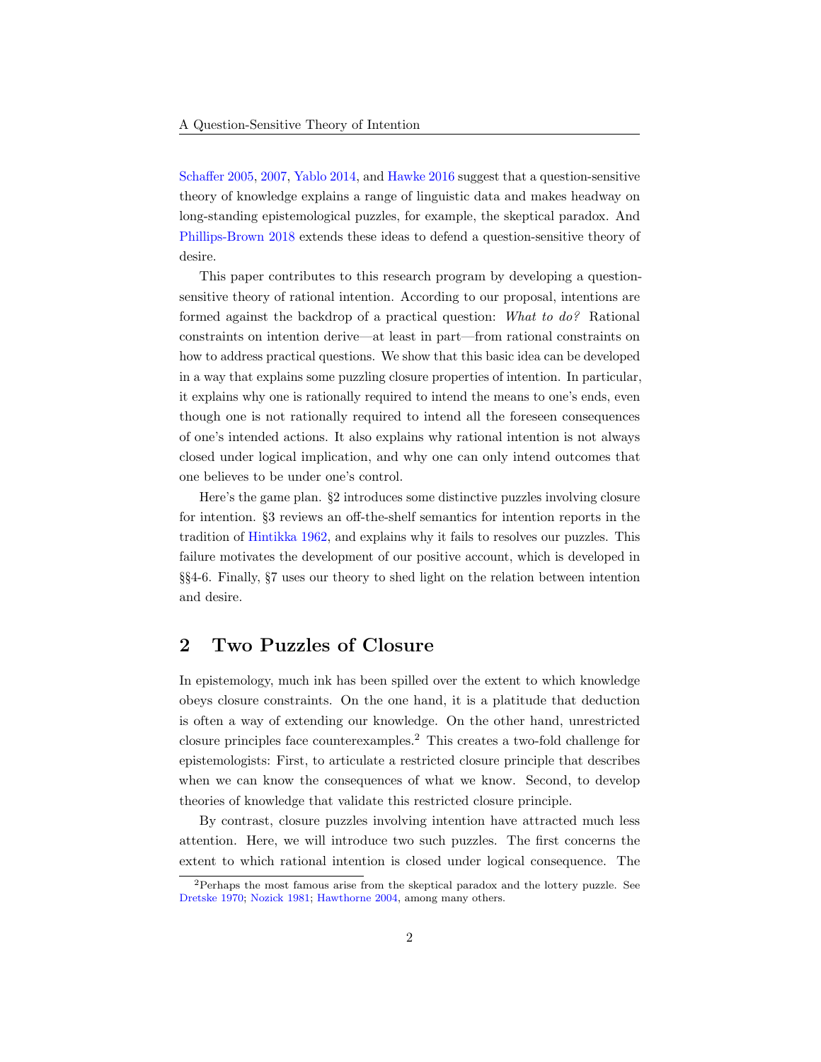Schaffer 2005, 2007, Yablo 2014, and Hawke 2016 suggest that a question-sensitive theory of knowledge explains a range of linguistic data and makes headway on long-standing epistemological puzzles, for example, the skeptical paradox. And Phillips-Brown 2018 extends these ideas to defend a question-sensitive theory of desire.

This paper contributes to this research program by developing a question-sensitive theory of rational intention. According to our proposal, intentions are formed against the backdrop of a practical question: *What to do?* Rational constraints on intention derive—at least in part—from rational constraints on how to address practical questions. We show that this basic idea can be developed in a way that explains some puzzling closure properties of intention. In particular, it explains why one is rationally required to intend the means to one's ends, even though one is not rationally required to intend all the foreseen consequences of one's intended actions. It also explains why rational intention is not always closed under logical implication, and why one can only intend outcomes that one believes to be under one's control.

Here's the game plan. §2 introduces some distinctive puzzles involving closure for intention. §3 reviews an off-the-shelf semantics for intention reports in the tradition of Hintikka 1962, and explains why it fails to resolves our puzzles. This failure motivates the development of our positive account, which is developed in §§4-6. Finally, §7 uses our theory to shed light on the relation between intention and desire.

## 2 Two Puzzles of Closure

In epistemology, much ink has been spilled over the extent to which knowledge obeys closure constraints. On the one hand, it is a platitude that deduction is often a way of extending our knowledge. On the other hand, unrestricted closure principles face counterexamples.[2] This creates a two-fold challenge for epistemologists: First, to articulate a restricted closure principle that describes when we can know the consequences of what we know. Second, to develop theories of knowledge that validate this restricted closure principle.

By contrast, closure puzzles involving intention have attracted much less attention. Here, we will introduce two such puzzles. The first concerns the extent to which rational intention is closed under logical consequence. The

[2] Perhaps the most famous arise from the skeptical paradox and the lottery puzzle. See Dretske 1970; Nozick 1981; Hawthorne 2004, among many others.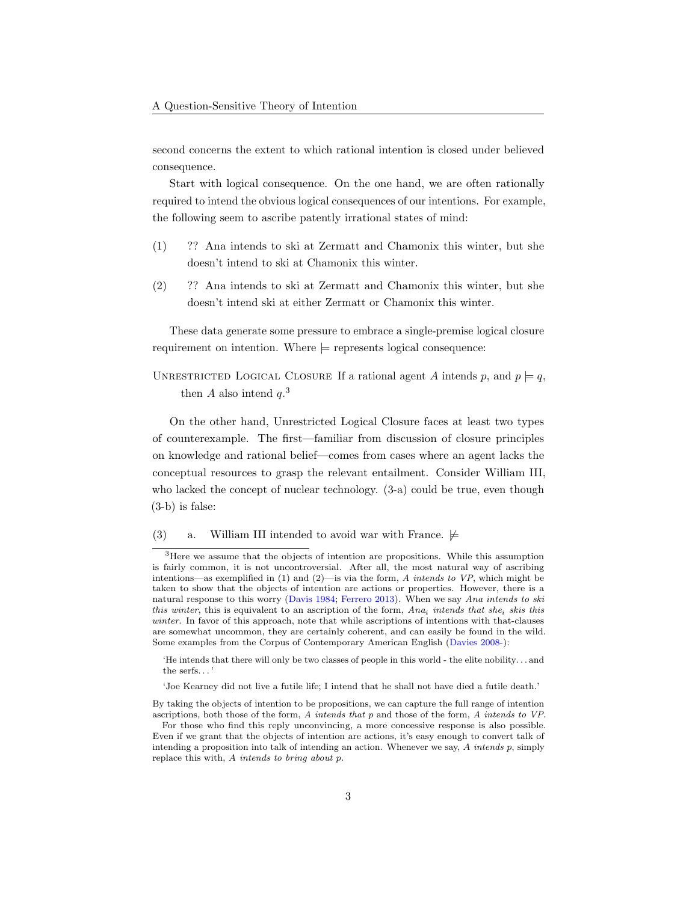second concerns the extent to which rational intention is closed under believed consequence.

Start with logical consequence. On the one hand, we are often rationally required to intend the obvious logical consequences of our intentions. For example, the following seem to ascribe patently irrational states of mind:

(1) ?? Ana intends to ski at Zermatt and Chamonix this winter, but she doesn't intend to ski at Chamonix this winter.

(2) ?? Ana intends to ski at Zermatt and Chamonix this winter, but she doesn't intend ski at either Zermatt or Chamonix this winter.

These data generate some pressure to embrace a single-premise logical closure requirement on intention. Where $\models$ represents logical consequence:

Unrestricted Logical Closure If a rational agent $A$ intends $p$, and $p \models q$, then $A$ also intend $q$.[3]

On the other hand, Unrestricted Logical Closure faces at least two types of counterexample. The first—familiar from discussion of closure principles on knowledge and rational belief—comes from cases where an agent lacks the conceptual resources to grasp the relevant entailment. Consider William III, who lacked the concept of nuclear technology. (3-a) could be true, even though (3-b) is false:

(3) a. William III intended to avoid war with France. $\not\models$

---

[3] Here we assume that the objects of intention are propositions. While this assumption is fairly common, it is not uncontroversial. After all, the most natural way of ascribing intentions—as exemplified in (1) and (2)—is via the form, *A intends to VP*, which might be taken to show that the objects of intention are actions or properties. However, there is a natural response to this worry (Davis 1984; Ferrero 2013). When we say *Ana intends to ski this winter*, this is equivalent to an ascription of the form, *Ana$_i$ intends that she$_i$ skis this winter*. In favor of this approach, note that while ascriptions of intentions with that-clauses are somewhat uncommon, they are certainly coherent, and can easily be found in the wild. Some examples from the Corpus of Contemporary American English (Davies 2008-):

> 'He intends that there will only be two classes of people in this world - the elite nobility. . . and the serfs. . . '

> 'Joe Kearney did not live a futile life; I intend that he shall not have died a futile death.'

By taking the objects of intention to be propositions, we can capture the full range of intention ascriptions, both those of the form, *A intends that p* and those of the form, *A intends to VP*.

For those who find this reply unconvincing, a more concessive response is also possible. Even if we grant that the objects of intention are actions, it's easy enough to convert talk of intending a proposition into talk of intending an action. Whenever we say, *A intends p*, simply replace this with, *A intends to bring about p*.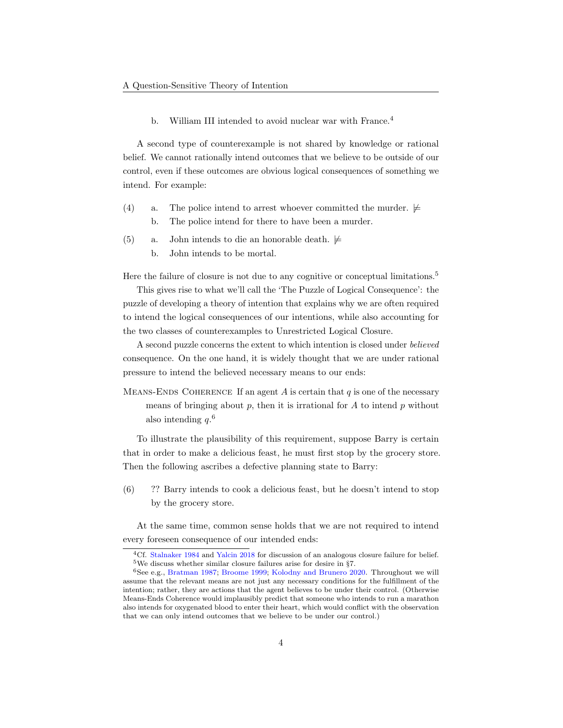b. William III intended to avoid nuclear war with France.[4]

A second type of counterexample is not shared by knowledge or rational belief. We cannot rationally intend outcomes that we believe to be outside of our control, even if these outcomes are obvious logical consequences of something we intend. For example:

(4) a. The police intend to arrest whoever committed the murder. $\not\models$
   b. The police intend for there to have been a murder.

(5) a. John intends to die an honorable death. $\not\models$
   b. John intends to be mortal.

Here the failure of closure is not due to any cognitive or conceptual limitations.[5]

This gives rise to what we'll call the 'The Puzzle of Logical Consequence': the puzzle of developing a theory of intention that explains why we are often required to intend the logical consequences of our intentions, while also accounting for the two classes of counterexamples to Unrestricted Logical Closure.

A second puzzle concerns the extent to which intention is closed under *believed* consequence. On the one hand, it is widely thought that we are under rational pressure to intend the believed necessary means to our ends:

**Means-Ends Coherence** If an agent $A$ is certain that $q$ is one of the necessary means of bringing about $p$, then it is irrational for $A$ to intend $p$ without also intending $q$.[6]

To illustrate the plausibility of this requirement, suppose Barry is certain that in order to make a delicious feast, he must first stop by the grocery store. Then the following ascribes a defective planning state to Barry:

(6) ?? Barry intends to cook a delicious feast, but he doesn't intend to stop by the grocery store.

At the same time, common sense holds that we are not required to intend every foreseen consequence of our intended ends:

[4] Cf. Stalnaker 1984 and Yalcin 2018 for discussion of an analogous closure failure for belief.

[5] We discuss whether similar closure failures arise for desire in §7.

[6] See e.g., Bratman 1987; Broome 1999; Kolodny and Brunero 2020. Throughout we will assume that the relevant means are not just any necessary conditions for the fulfillment of the intention; rather, they are actions that the agent believes to be under their control. (Otherwise Means-Ends Coherence would implausibly predict that someone who intends to run a marathon also intends for oxygenated blood to enter their heart, which would conflict with the observation that we can only intend outcomes that we believe to be under our control.)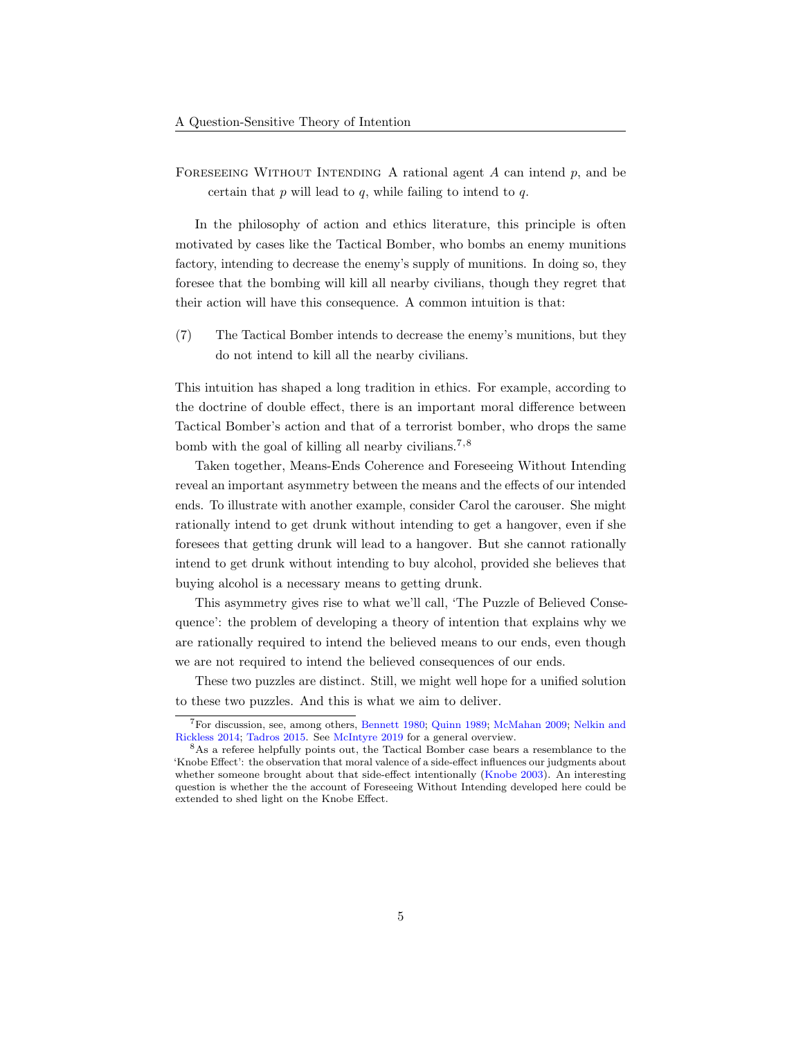Foreseeing Without Intending A rational agent $A$ can intend $p$, and be certain that $p$ will lead to $q$, while failing to intend to $q$.

In the philosophy of action and ethics literature, this principle is often motivated by cases like the Tactical Bomber, who bombs an enemy munitions factory, intending to decrease the enemy's supply of munitions. In doing so, they foresee that the bombing will kill all nearby civilians, though they regret that their action will have this consequence. A common intuition is that:

(7) The Tactical Bomber intends to decrease the enemy's munitions, but they do not intend to kill all the nearby civilians.

This intuition has shaped a long tradition in ethics. For example, according to the doctrine of double effect, there is an important moral difference between Tactical Bomber's action and that of a terrorist bomber, who drops the same bomb with the goal of killing all nearby civilians.[7,8]

Taken together, Means-Ends Coherence and Foreseeing Without Intending reveal an important asymmetry between the means and the effects of our intended ends. To illustrate with another example, consider Carol the carouser. She might rationally intend to get drunk without intending to get a hangover, even if she foresees that getting drunk will lead to a hangover. But she cannot rationally intend to get drunk without intending to buy alcohol, provided she believes that buying alcohol is a necessary means to getting drunk.

This asymmetry gives rise to what we'll call, 'The Puzzle of Believed Consequence': the problem of developing a theory of intention that explains why we are rationally required to intend the believed means to our ends, even though we are not required to intend the believed consequences of our ends.

These two puzzles are distinct. Still, we might well hope for a unified solution to these two puzzles. And this is what we aim to deliver.

[7] For discussion, see, among others, Bennett 1980; Quinn 1989; McMahan 2009; Nelkin and Rickless 2014; Tadros 2015. See McIntyre 2019 for a general overview.

[8] As a referee helpfully points out, the Tactical Bomber case bears a resemblance to the 'Knobe Effect': the observation that moral valence of a side-effect influences our judgments about whether someone brought about that side-effect intentionally (Knobe 2003). An interesting question is whether the the account of Foreseeing Without Intending developed here could be extended to shed light on the Knobe Effect.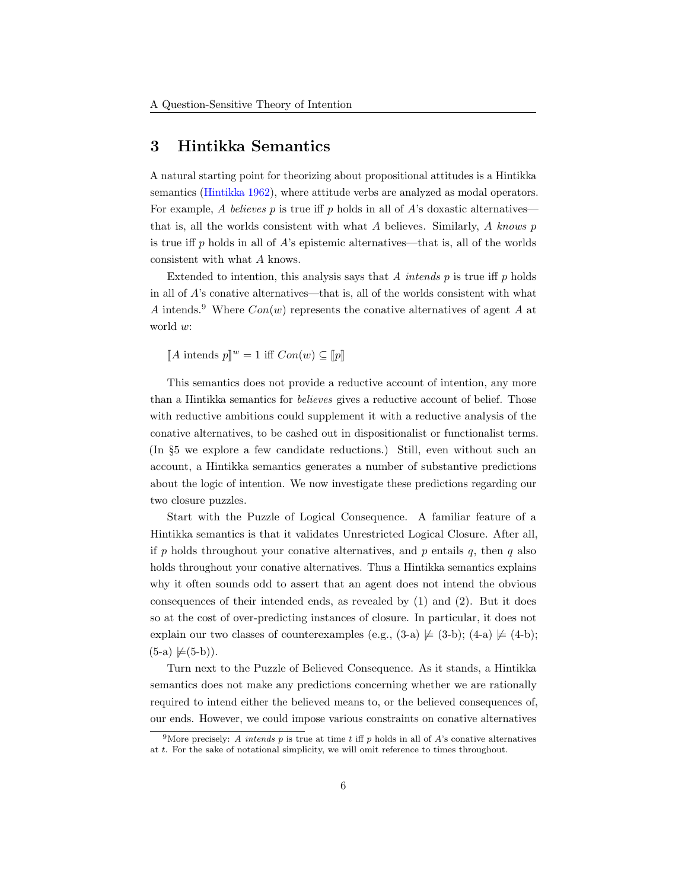## 3 Hintikka Semantics

A natural starting point for theorizing about propositional attitudes is a Hintikka semantics (Hintikka 1962), where attitude verbs are analyzed as modal operators. For example, $A$ *believes* $p$ is true iff $p$ holds in all of $A$'s doxastic alternatives—that is, all the worlds consistent with what $A$ believes. Similarly, $A$ *knows* $p$ is true iff $p$ holds in all of $A$'s epistemic alternatives—that is, all of the worlds consistent with what $A$ knows.

Extended to intention, this analysis says that $A$ *intends* $p$ is true iff $p$ holds in all of $A$'s conative alternatives—that is, all of the worlds consistent with what $A$ intends.[9] Where $Con(w)$ represents the conative alternatives of agent $A$ at world $w$:

$$[\![A \text{ intends } p]\!]^w = 1 \text{ iff } Con(w) \subseteq [\![p]\!]$$

This semantics does not provide a reductive account of intention, any more than a Hintikka semantics for *believes* gives a reductive account of belief. Those with reductive ambitions could supplement it with a reductive analysis of the conative alternatives, to be cashed out in dispositionalist or functionalist terms. (In §5 we explore a few candidate reductions.) Still, even without such an account, a Hintikka semantics generates a number of substantive predictions about the logic of intention. We now investigate these predictions regarding our two closure puzzles.

Start with the Puzzle of Logical Consequence. A familiar feature of a Hintikka semantics is that it validates Unrestricted Logical Closure. After all, if $p$ holds throughout your conative alternatives, and $p$ entails $q$, then $q$ also holds throughout your conative alternatives. Thus a Hintikka semantics explains why it often sounds odd to assert that an agent does not intend the obvious consequences of their intended ends, as revealed by (1) and (2). But it does so at the cost of over-predicting instances of closure. In particular, it does not explain our two classes of counterexamples (e.g., (3-a) $\not\models$ (3-b); (4-a) $\not\models$ (4-b); (5-a) $\not\models$(5-b)).

Turn next to the Puzzle of Believed Consequence. As it stands, a Hintikka semantics does not make any predictions concerning whether we are rationally required to intend either the believed means to, or the believed consequences of, our ends. However, we could impose various constraints on conative alternatives

[9] More precisely: $A$ *intends* $p$ is true at time $t$ iff $p$ holds in all of $A$'s conative alternatives at $t$. For the sake of notational simplicity, we will omit reference to times throughout.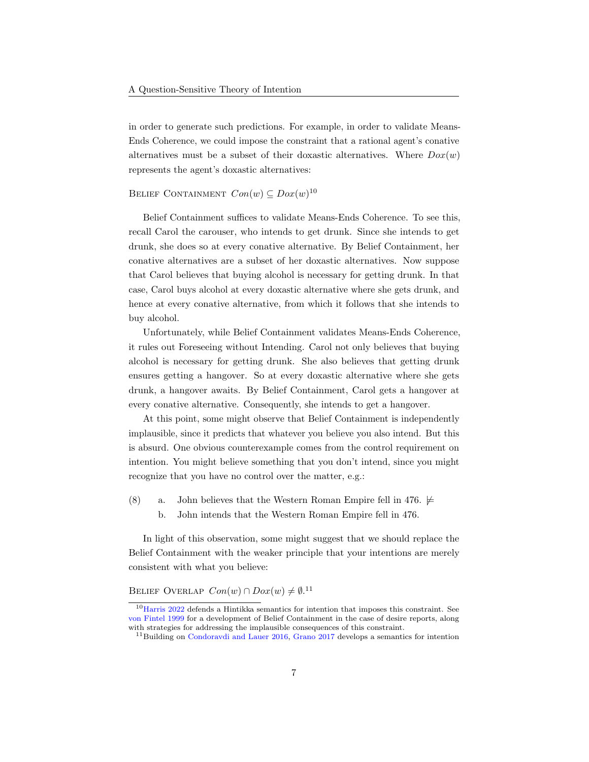in order to generate such predictions. For example, in order to validate Means-Ends Coherence, we could impose the constraint that a rational agent's conative alternatives must be a subset of their doxastic alternatives. Where $Dox(w)$ represents the agent's doxastic alternatives:

Belief Containment $Con(w) \subseteq Dox(w)$[10]

Belief Containment suffices to validate Means-Ends Coherence. To see this, recall Carol the carouser, who intends to get drunk. Since she intends to get drunk, she does so at every conative alternative. By Belief Containment, her conative alternatives are a subset of her doxastic alternatives. Now suppose that Carol believes that buying alcohol is necessary for getting drunk. In that case, Carol buys alcohol at every doxastic alternative where she gets drunk, and hence at every conative alternative, from which it follows that she intends to buy alcohol.

Unfortunately, while Belief Containment validates Means-Ends Coherence, it rules out Foreseeing without Intending. Carol not only believes that buying alcohol is necessary for getting drunk. She also believes that getting drunk ensures getting a hangover. So at every doxastic alternative where she gets drunk, a hangover awaits. By Belief Containment, Carol gets a hangover at every conative alternative. Consequently, she intends to get a hangover.

At this point, some might observe that Belief Containment is independently implausible, since it predicts that whatever you believe you also intend. But this is absurd. One obvious counterexample comes from the control requirement on intention. You might believe something that you don't intend, since you might recognize that you have no control over the matter, e.g.:

(8) a. John believes that the Western Roman Empire fell in 476. $\not\models$
    b. John intends that the Western Roman Empire fell in 476.

In light of this observation, some might suggest that we should replace the Belief Containment with the weaker principle that your intentions are merely consistent with what you believe:

Belief Overlap $Con(w) \cap Dox(w) \neq \emptyset$.[11]

[10] Harris 2022 defends a Hintikka semantics for intention that imposes this constraint. See von Fintel 1999 for a development of Belief Containment in the case of desire reports, along with strategies for addressing the implausible consequences of this constraint.

[11] Building on Condoravdi and Lauer 2016, Grano 2017 develops a semantics for intention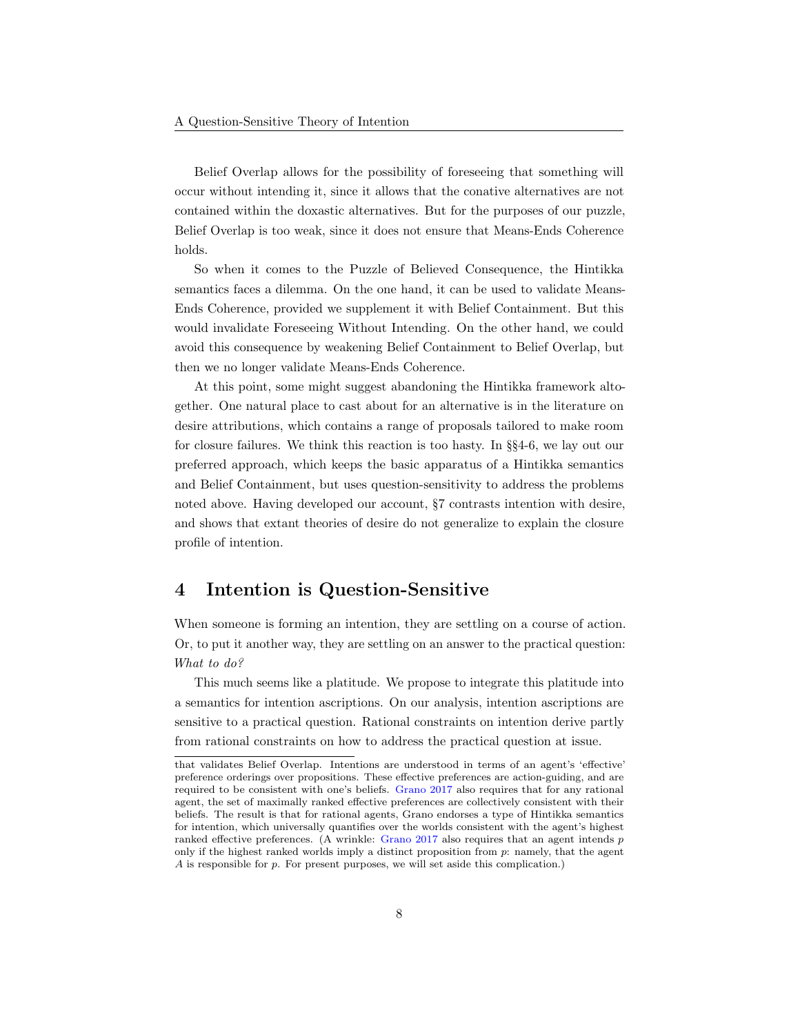Belief Overlap allows for the possibility of foreseeing that something will occur without intending it, since it allows that the conative alternatives are not contained within the doxastic alternatives. But for the purposes of our puzzle, Belief Overlap is too weak, since it does not ensure that Means-Ends Coherence holds.

So when it comes to the Puzzle of Believed Consequence, the Hintikka semantics faces a dilemma. On the one hand, it can be used to validate Means-Ends Coherence, provided we supplement it with Belief Containment. But this would invalidate Foreseeing Without Intending. On the other hand, we could avoid this consequence by weakening Belief Containment to Belief Overlap, but then we no longer validate Means-Ends Coherence.

At this point, some might suggest abandoning the Hintikka framework altogether. One natural place to cast about for an alternative is in the literature on desire attributions, which contains a range of proposals tailored to make room for closure failures. We think this reaction is too hasty. In §§4-6, we lay out our preferred approach, which keeps the basic apparatus of a Hintikka semantics and Belief Containment, but uses question-sensitivity to address the problems noted above. Having developed our account, §7 contrasts intention with desire, and shows that extant theories of desire do not generalize to explain the closure profile of intention.

## 4 Intention is Question-Sensitive

When someone is forming an intention, they are settling on a course of action. Or, to put it another way, they are settling on an answer to the practical question: *What to do?*

This much seems like a platitude. We propose to integrate this platitude into a semantics for intention ascriptions. On our analysis, intention ascriptions are sensitive to a practical question. Rational constraints on intention derive partly from rational constraints on how to address the practical question at issue.

that validates Belief Overlap. Intentions are understood in terms of an agent's 'effective' preference orderings over propositions. These effective preferences are action-guiding, and are required to be consistent with one's beliefs. Grano 2017 also requires that for any rational agent, the set of maximally ranked effective preferences are collectively consistent with their beliefs. The result is that for rational agents, Grano endorses a type of Hintikka semantics for intention, which universally quantifies over the worlds consistent with the agent's highest ranked effective preferences. (A wrinkle: Grano 2017 also requires that an agent intends $p$ only if the highest ranked worlds imply a distinct proposition from $p$: namely, that the agent $A$ is responsible for $p$. For present purposes, we will set aside this complication.)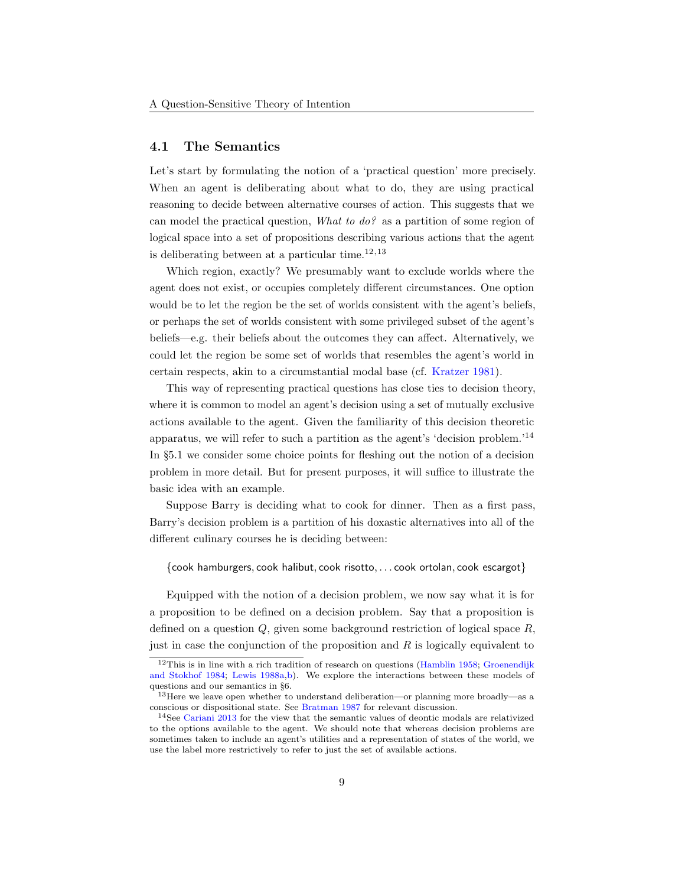### 4.1 The Semantics

Let's start by formulating the notion of a 'practical question' more precisely. When an agent is deliberating about what to do, they are using practical reasoning to decide between alternative courses of action. This suggests that we can model the practical question, *What to do?* as a partition of some region of logical space into a set of propositions describing various actions that the agent is deliberating between at a particular time.[12,13]

Which region, exactly? We presumably want to exclude worlds where the agent does not exist, or occupies completely different circumstances. One option would be to let the region be the set of worlds consistent with the agent's beliefs, or perhaps the set of worlds consistent with some privileged subset of the agent's beliefs—e.g. their beliefs about the outcomes they can affect. Alternatively, we could let the region be some set of worlds that resembles the agent's world in certain respects, akin to a circumstantial modal base (cf. Kratzer 1981).

This way of representing practical questions has close ties to decision theory, where it is common to model an agent's decision using a set of mutually exclusive actions available to the agent. Given the familiarity of this decision theoretic apparatus, we will refer to such a partition as the agent's 'decision problem.'[14] In §5.1 we consider some choice points for fleshing out the notion of a decision problem in more detail. But for present purposes, it will suffice to illustrate the basic idea with an example.

Suppose Barry is deciding what to cook for dinner. Then as a first pass, Barry's decision problem is a partition of his doxastic alternatives into all of the different culinary courses he is deciding between:

$$\{\mathsf{cook\ hamburgers}, \mathsf{cook\ halibut}, \mathsf{cook\ risotto}, \ldots \mathsf{cook\ ortolan}, \mathsf{cook\ escargot}\}$$

Equipped with the notion of a decision problem, we now say what it is for a proposition to be defined on a decision problem. Say that a proposition is defined on a question $Q$, given some background restriction of logical space $R$, just in case the conjunction of the proposition and $R$ is logically equivalent to

---

[12] This is in line with a rich tradition of research on questions (Hamblin 1958; Groenendijk and Stokhof 1984; Lewis 1988a,b). We explore the interactions between these models of questions and our semantics in §6.

[13] Here we leave open whether to understand deliberation—or planning more broadly—as a conscious or dispositional state. See Bratman 1987 for relevant discussion.

[14] See Cariani 2013 for the view that the semantic values of deontic modals are relativized to the options available to the agent. We should note that whereas decision problems are sometimes taken to include an agent's utilities and a representation of states of the world, we use the label more restrictively to refer to just the set of available actions.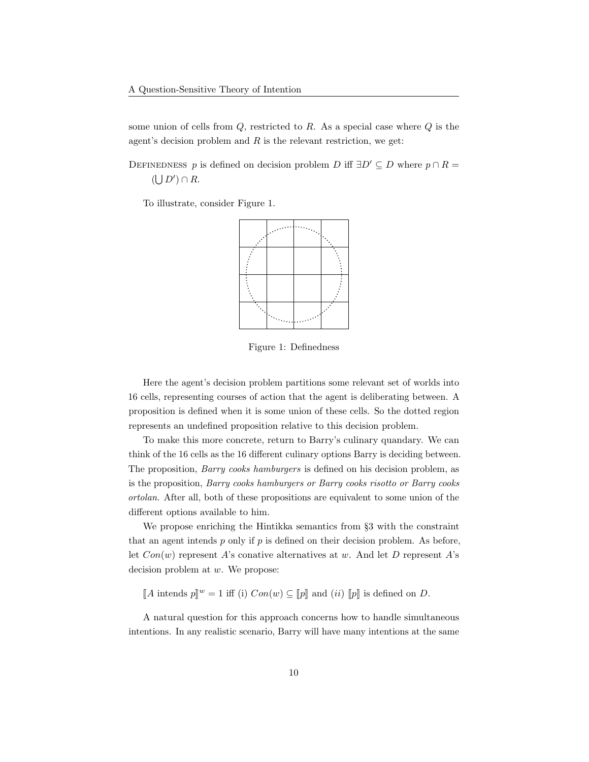some union of cells from $Q$, restricted to $R$. As a special case where $Q$ is the agent's decision problem and $R$ is the relevant restriction, we get:

DEFINEDNESS $p$ is defined on decision problem $D$ iff $\exists D' \subseteq D$ where $p \cap R = (\bigcup D') \cap R$.

To illustrate, consider Figure 1.

Figure 1: Definedness

Here the agent's decision problem partitions some relevant set of worlds into 16 cells, representing courses of action that the agent is deliberating between. A proposition is defined when it is some union of these cells. So the dotted region represents an undefined proposition relative to this decision problem.

To make this more concrete, return to Barry's culinary quandary. We can think of the 16 cells as the 16 different culinary options Barry is deciding between. The proposition, *Barry cooks hamburgers* is defined on his decision problem, as is the proposition, *Barry cooks hamburgers or Barry cooks risotto or Barry cooks ortolan*. After all, both of these propositions are equivalent to some union of the different options available to him.

We propose enriching the Hintikka semantics from §3 with the constraint that an agent intends $p$ only if $p$ is defined on their decision problem. As before, let $Con(w)$ represent $A$'s conative alternatives at $w$. And let $D$ represent $A$'s decision problem at $w$. We propose:

$[\![A \text{ intends } p]\!]^w = 1$ iff (i) $Con(w) \subseteq [\![p]\!]$ and (*ii*) $[\![p]\!]$ is defined on $D$.

A natural question for this approach concerns how to handle simultaneous intentions. In any realistic scenario, Barry will have many intentions at the same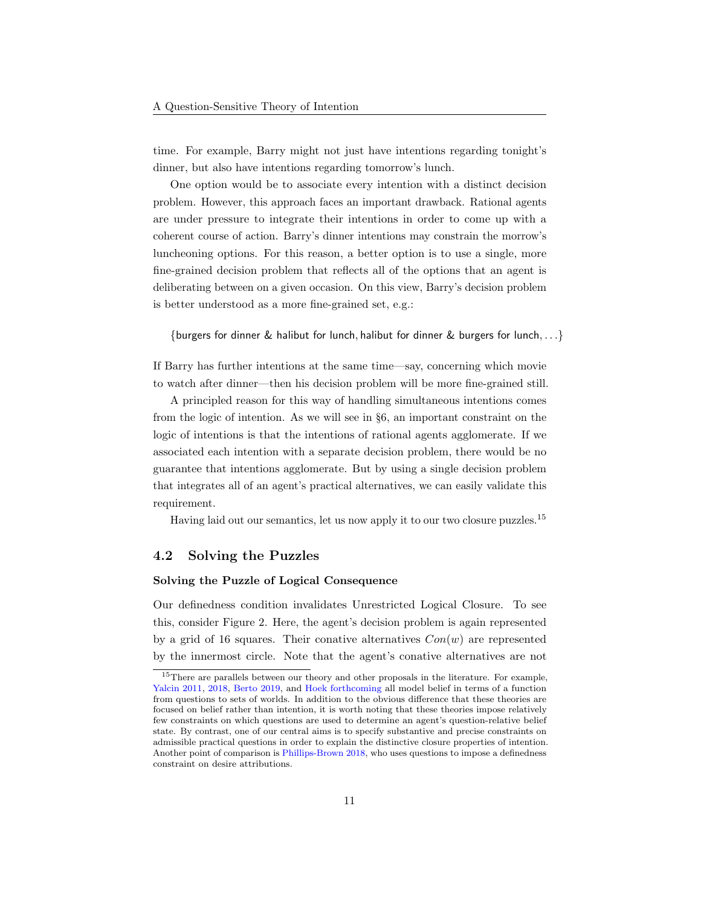time. For example, Barry might not just have intentions regarding tonight's dinner, but also have intentions regarding tomorrow's lunch.

One option would be to associate every intention with a distinct decision problem. However, this approach faces an important drawback. Rational agents are under pressure to integrate their intentions in order to come up with a coherent course of action. Barry's dinner intentions may constrain the morrow's luncheoning options. For this reason, a better option is to use a single, more fine-grained decision problem that reflects all of the options that an agent is deliberating between on a given occasion. On this view, Barry's decision problem is better understood as a more fine-grained set, e.g.:

$$\{\textsf{burgers for dinner \& halibut for lunch}, \textsf{halibut for dinner \& burgers for lunch}, \ldots\}$$

If Barry has further intentions at the same time—say, concerning which movie to watch after dinner—then his decision problem will be more fine-grained still.

A principled reason for this way of handling simultaneous intentions comes from the logic of intention. As we will see in §6, an important constraint on the logic of intentions is that the intentions of rational agents agglomerate. If we associated each intention with a separate decision problem, there would be no guarantee that intentions agglomerate. But by using a single decision problem that integrates all of an agent's practical alternatives, we can easily validate this requirement.

Having laid out our semantics, let us now apply it to our two closure puzzles.[15]

## 4.2 Solving the Puzzles

**Solving the Puzzle of Logical Consequence**

Our definedness condition invalidates Unrestricted Logical Closure. To see this, consider Figure 2. Here, the agent's decision problem is again represented by a grid of 16 squares. Their conative alternatives $Con(w)$ are represented by the innermost circle. Note that the agent's conative alternatives are not

[15] There are parallels between our theory and other proposals in the literature. For example, Yalcin 2011, 2018, Berto 2019, and Hoek forthcoming all model belief in terms of a function from questions to sets of worlds. In addition to the obvious difference that these theories are focused on belief rather than intention, it is worth noting that these theories impose relatively few constraints on which questions are used to determine an agent's question-relative belief state. By contrast, one of our central aims is to specify substantive and precise constraints on admissible practical questions in order to explain the distinctive closure properties of intention. Another point of comparison is Phillips-Brown 2018, who uses questions to impose a definedness constraint on desire attributions.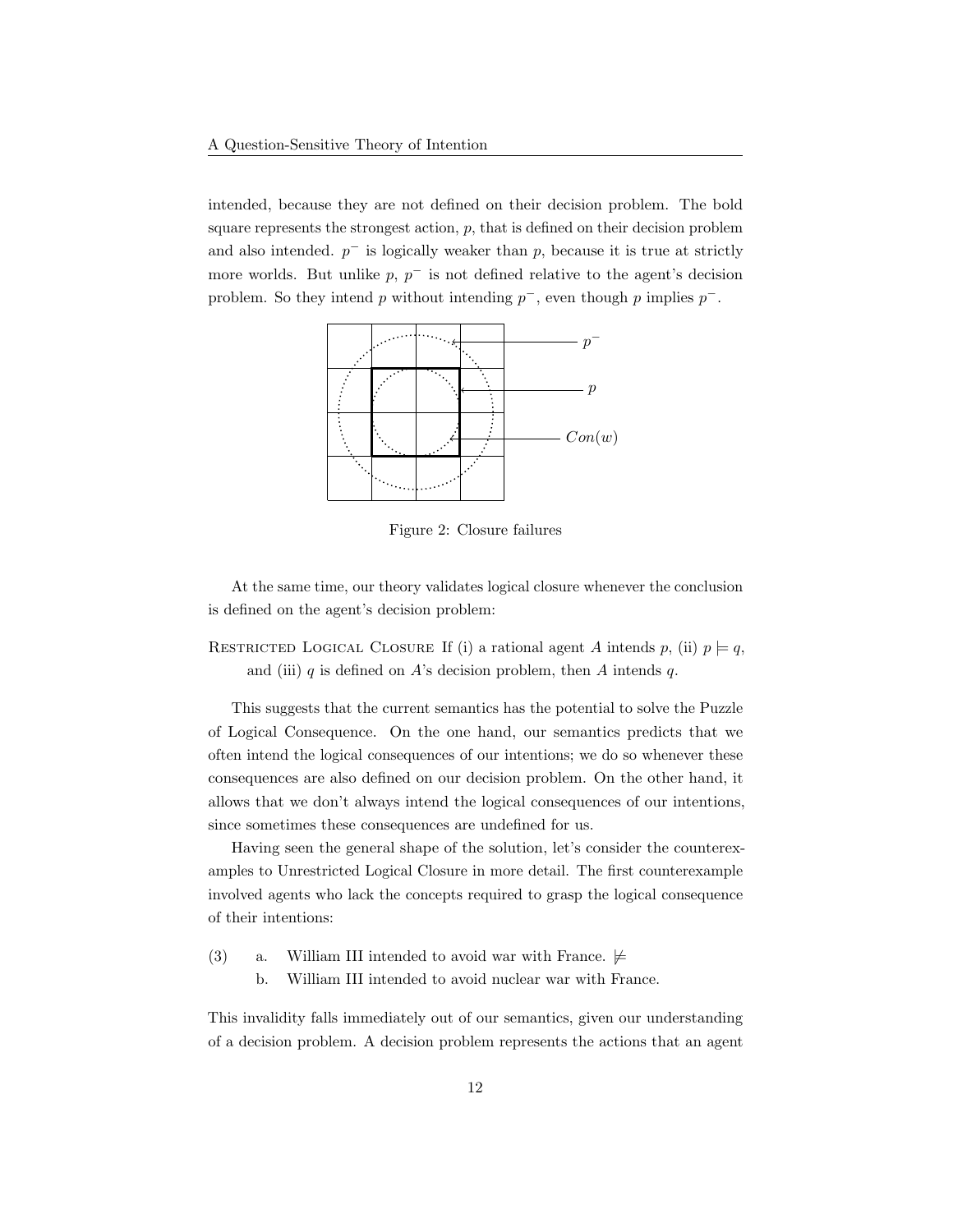intended, because they are not defined on their decision problem. The bold square represents the strongest action, $p$, that is defined on their decision problem and also intended. $p^-$ is logically weaker than $p$, because it is true at strictly more worlds. But unlike $p$, $p^-$ is not defined relative to the agent's decision problem. So they intend $p$ without intending $p^-$, even though $p$ implies $p^-$.

Figure 2: Closure failures

At the same time, our theory validates logical closure whenever the conclusion is defined on the agent's decision problem:

Restricted Logical Closure If (i) a rational agent $A$ intends $p$, (ii) $p \models q$, and (iii) $q$ is defined on $A$'s decision problem, then $A$ intends $q$.

This suggests that the current semantics has the potential to solve the Puzzle of Logical Consequence. On the one hand, our semantics predicts that we often intend the logical consequences of our intentions; we do so whenever these consequences are also defined on our decision problem. On the other hand, it allows that we don't always intend the logical consequences of our intentions, since sometimes these consequences are undefined for us.

Having seen the general shape of the solution, let's consider the counterexamples to Unrestricted Logical Closure in more detail. The first counterexample involved agents who lack the concepts required to grasp the logical consequence of their intentions:

(3) a. William III intended to avoid war with France. $\not\models$
b. William III intended to avoid nuclear war with France.

This invalidity falls immediately out of our semantics, given our understanding of a decision problem. A decision problem represents the actions that an agent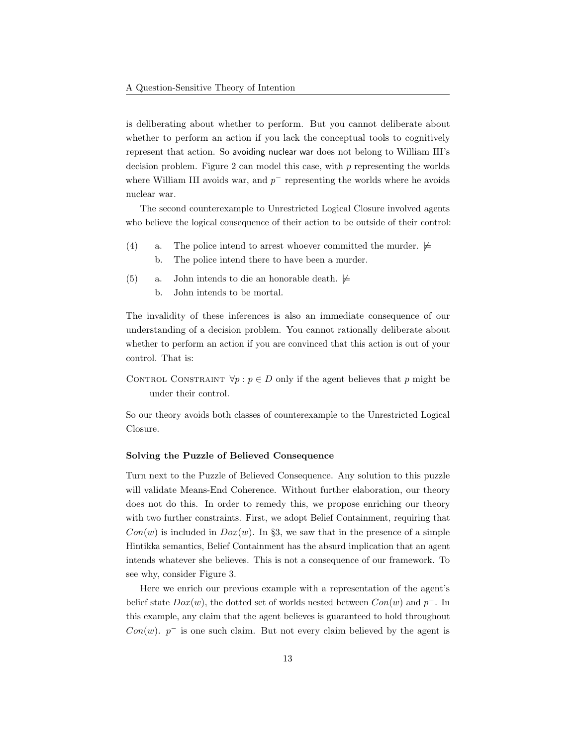is deliberating about whether to perform. But you cannot deliberate about whether to perform an action if you lack the conceptual tools to cognitively represent that action. So avoiding nuclear war does not belong to William III's decision problem. Figure 2 can model this case, with $p$ representing the worlds where William III avoids war, and $p^-$ representing the worlds where he avoids nuclear war.

The second counterexample to Unrestricted Logical Closure involved agents who believe the logical consequence of their action to be outside of their control:

(4) a. The police intend to arrest whoever committed the murder. $\not\models$
    b. The police intend there to have been a murder.

(5) a. John intends to die an honorable death. $\not\models$
    b. John intends to be mortal.

The invalidity of these inferences is also an immediate consequence of our understanding of a decision problem. You cannot rationally deliberate about whether to perform an action if you are convinced that this action is out of your control. That is:

Control Constraint $\forall p : p \in D$ only if the agent believes that $p$ might be under their control.

So our theory avoids both classes of counterexample to the Unrestricted Logical Closure.

**Solving the Puzzle of Believed Consequence**

Turn next to the Puzzle of Believed Consequence. Any solution to this puzzle will validate Means-End Coherence. Without further elaboration, our theory does not do this. In order to remedy this, we propose enriching our theory with two further constraints. First, we adopt Belief Containment, requiring that $Con(w)$ is included in $Dox(w)$. In §3, we saw that in the presence of a simple Hintikka semantics, Belief Containment has the absurd implication that an agent intends whatever she believes. This is not a consequence of our framework. To see why, consider Figure 3.

Here we enrich our previous example with a representation of the agent's belief state $Dox(w)$, the dotted set of worlds nested between $Con(w)$ and $p^-$. In this example, any claim that the agent believes is guaranteed to hold throughout $Con(w)$. $p^-$ is one such claim. But not every claim believed by the agent is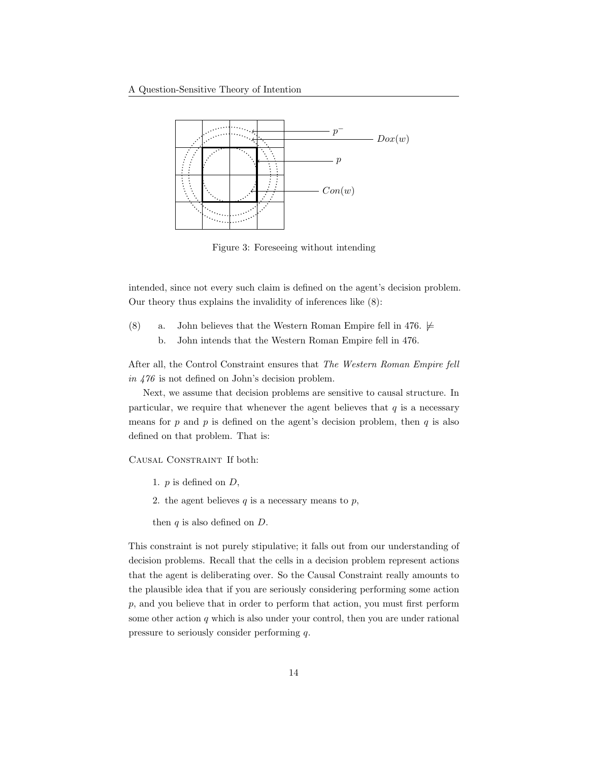Figure 3: Foreseeing without intending

intended, since not every such claim is defined on the agent's decision problem. Our theory thus explains the invalidity of inferences like (8):

(8) a. John believes that the Western Roman Empire fell in 476. $\not\models$

b. John intends that the Western Roman Empire fell in 476.

After all, the Control Constraint ensures that *The Western Roman Empire fell in 476* is not defined on John's decision problem.

Next, we assume that decision problems are sensitive to causal structure. In particular, we require that whenever the agent believes that $q$ is a necessary means for $p$ and $p$ is defined on the agent's decision problem, then $q$ is also defined on that problem. That is:

Causal Constraint If both:

1. $p$ is defined on $D$,
2. the agent believes $q$ is a necessary means to $p$,

then $q$ is also defined on $D$.

This constraint is not purely stipulative; it falls out from our understanding of decision problems. Recall that the cells in a decision problem represent actions that the agent is deliberating over. So the Causal Constraint really amounts to the plausible idea that if you are seriously considering performing some action $p$, and you believe that in order to perform that action, you must first perform some other action $q$ which is also under your control, then you are under rational pressure to seriously consider performing $q$.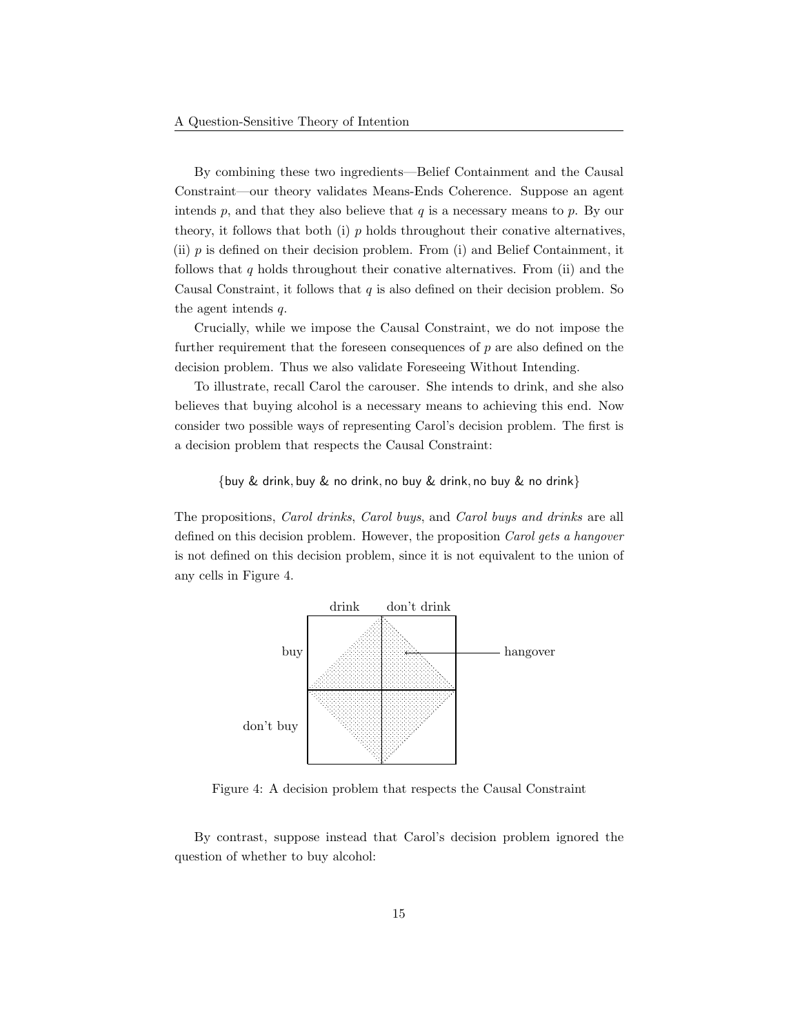By combining these two ingredients—Belief Containment and the Causal Constraint—our theory validates Means-Ends Coherence. Suppose an agent intends $p$, and that they also believe that $q$ is a necessary means to $p$. By our theory, it follows that both (i) $p$ holds throughout their conative alternatives, (ii) $p$ is defined on their decision problem. From (i) and Belief Containment, it follows that $q$ holds throughout their conative alternatives. From (ii) and the Causal Constraint, it follows that $q$ is also defined on their decision problem. So the agent intends $q$.

Crucially, while we impose the Causal Constraint, we do not impose the further requirement that the foreseen consequences of $p$ are also defined on the decision problem. Thus we also validate Foreseeing Without Intending.

To illustrate, recall Carol the carouser. She intends to drink, and she also believes that buying alcohol is a necessary means to achieving this end. Now consider two possible ways of representing Carol's decision problem. The first is a decision problem that respects the Causal Constraint:

$$\{\textsf{buy \& drink}, \textsf{buy \& no drink}, \textsf{no buy \& drink}, \textsf{no buy \& no drink}\}$$

The propositions, *Carol drinks*, *Carol buys*, and *Carol buys and drinks* are all defined on this decision problem. However, the proposition *Carol gets a hangover* is not defined on this decision problem, since it is not equivalent to the union of any cells in Figure 4.

Figure 4: A decision problem that respects the Causal Constraint

By contrast, suppose instead that Carol's decision problem ignored the question of whether to buy alcohol: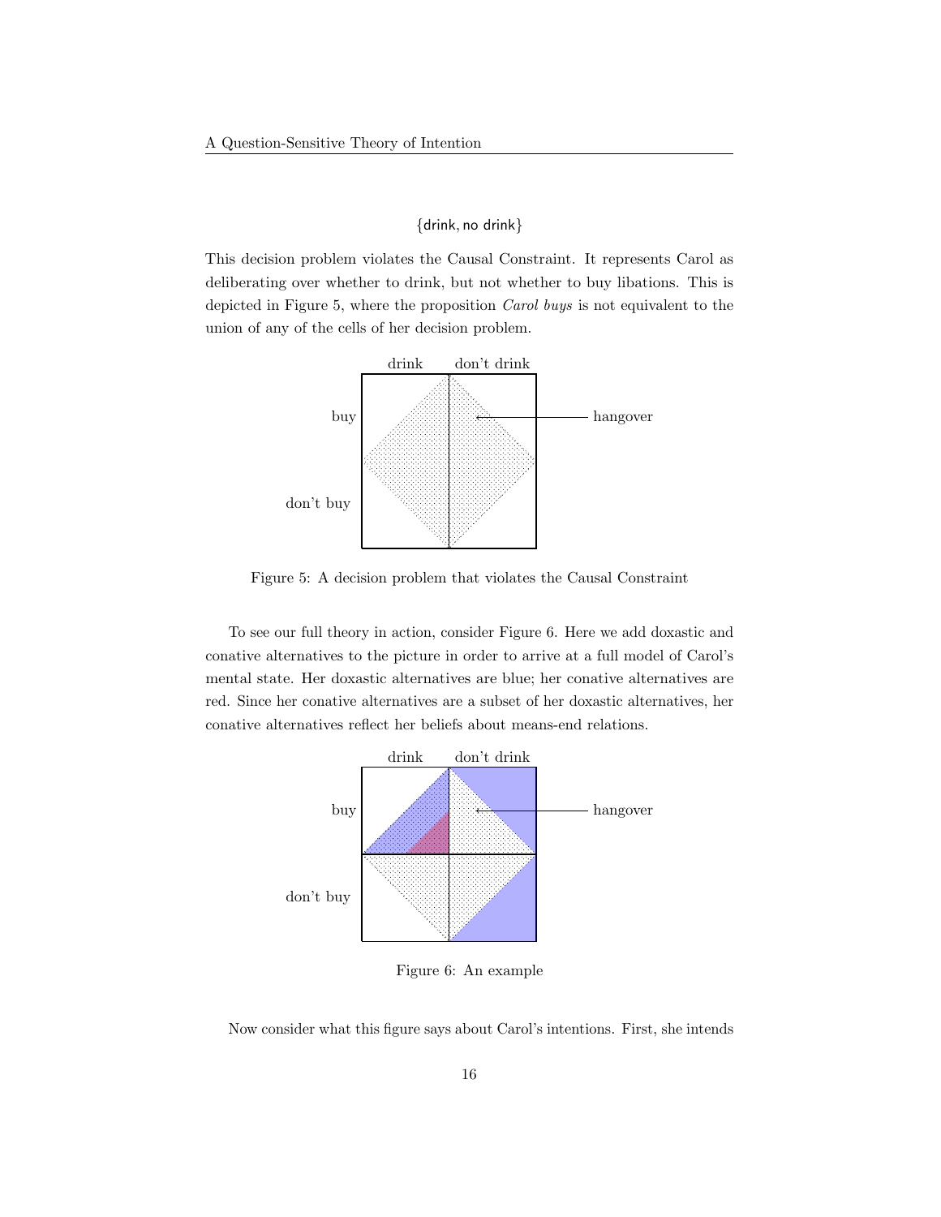$$\{\mathsf{drink}, \mathsf{no\ drink}\}$$

This decision problem violates the Causal Constraint. It represents Carol as deliberating over whether to drink, but not whether to buy libations. This is depicted in Figure 5, where the proposition *Carol buys* is not equivalent to the union of any of the cells of her decision problem.

Figure 5: A decision problem that violates the Causal Constraint

To see our full theory in action, consider Figure 6. Here we add doxastic and conative alternatives to the picture in order to arrive at a full model of Carol's mental state. Her doxastic alternatives are blue; her conative alternatives are red. Since her conative alternatives are a subset of her doxastic alternatives, her conative alternatives reflect her beliefs about means-end relations.

Figure 6: An example

Now consider what this figure says about Carol's intentions. First, she intends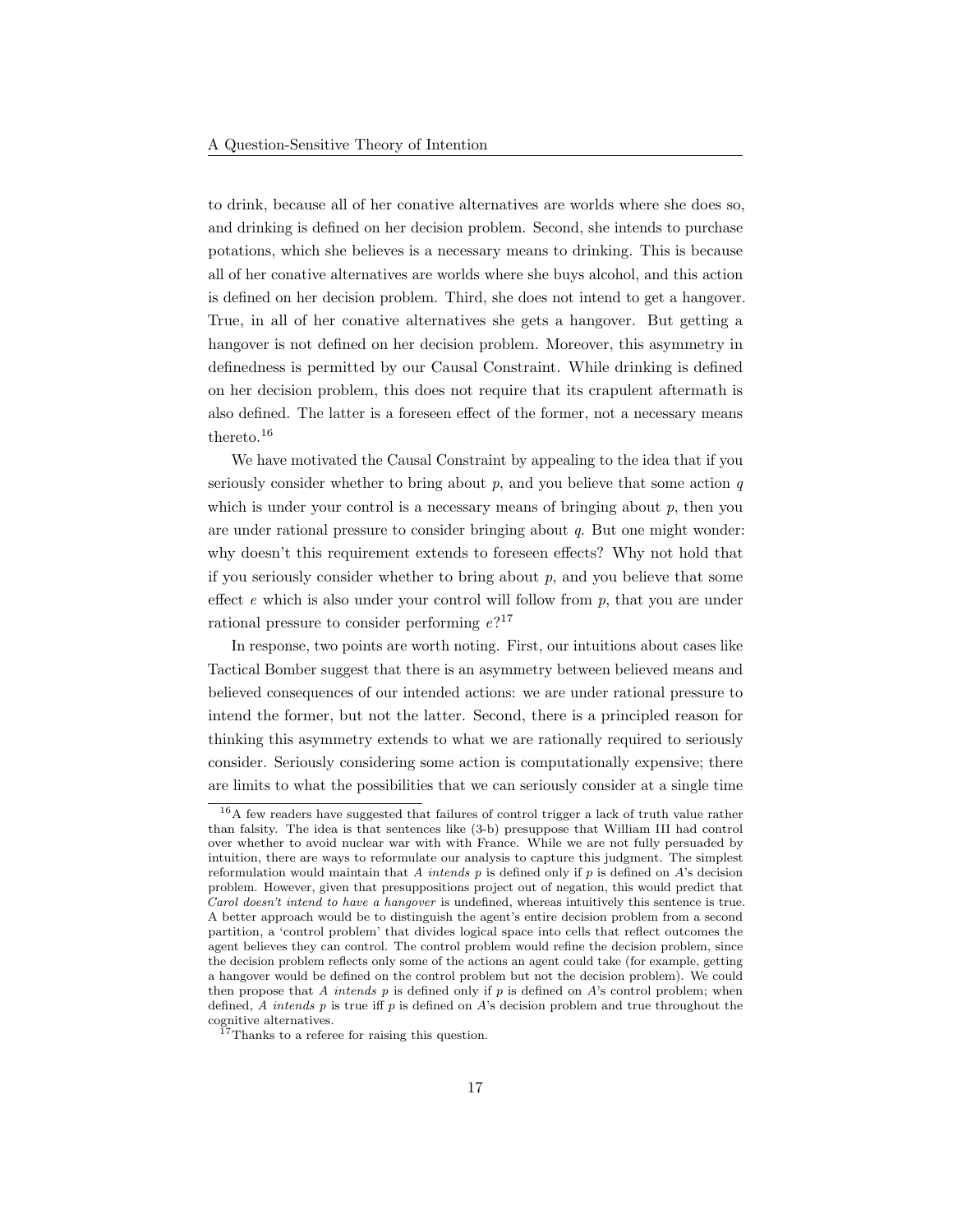to drink, because all of her conative alternatives are worlds where she does so, and drinking is defined on her decision problem. Second, she intends to purchase potations, which she believes is a necessary means to drinking. This is because all of her conative alternatives are worlds where she buys alcohol, and this action is defined on her decision problem. Third, she does not intend to get a hangover. True, in all of her conative alternatives she gets a hangover. But getting a hangover is not defined on her decision problem. Moreover, this asymmetry in definedness is permitted by our Causal Constraint. While drinking is defined on her decision problem, this does not require that its crapulent aftermath is also defined. The latter is a foreseen effect of the former, not a necessary means thereto.[16]

We have motivated the Causal Constraint by appealing to the idea that if you seriously consider whether to bring about $p$, and you believe that some action $q$ which is under your control is a necessary means of bringing about $p$, then you are under rational pressure to consider bringing about $q$. But one might wonder: why doesn't this requirement extends to foreseen effects? Why not hold that if you seriously consider whether to bring about $p$, and you believe that some effect $e$ which is also under your control will follow from $p$, that you are under rational pressure to consider performing $e$?[17]

In response, two points are worth noting. First, our intuitions about cases like Tactical Bomber suggest that there is an asymmetry between believed means and believed consequences of our intended actions: we are under rational pressure to intend the former, but not the latter. Second, there is a principled reason for thinking this asymmetry extends to what we are rationally required to seriously consider. Seriously considering some action is computationally expensive; there are limits to what the possibilities that we can seriously consider at a single time

[16] A few readers have suggested that failures of control trigger a lack of truth value rather than falsity. The idea is that sentences like (3-b) presuppose that William III had control over whether to avoid nuclear war with with France. While we are not fully persuaded by intuition, there are ways to reformulate our analysis to capture this judgment. The simplest reformulation would maintain that *A intends p* is defined only if $p$ is defined on $A$'s decision problem. However, given that presuppositions project out of negation, this would predict that *Carol doesn't intend to have a hangover* is undefined, whereas intuitively this sentence is true. A better approach would be to distinguish the agent's entire decision problem from a second partition, a 'control problem' that divides logical space into cells that reflect outcomes the agent believes they can control. The control problem would refine the decision problem, since the decision problem reflects only some of the actions an agent could take (for example, getting a hangover would be defined on the control problem but not the decision problem). We could then propose that *A intends p* is defined only if $p$ is defined on $A$'s control problem; when defined, *A intends p* is true iff $p$ is defined on $A$'s decision problem and true throughout the cognitive alternatives.

[17] Thanks to a referee for raising this question.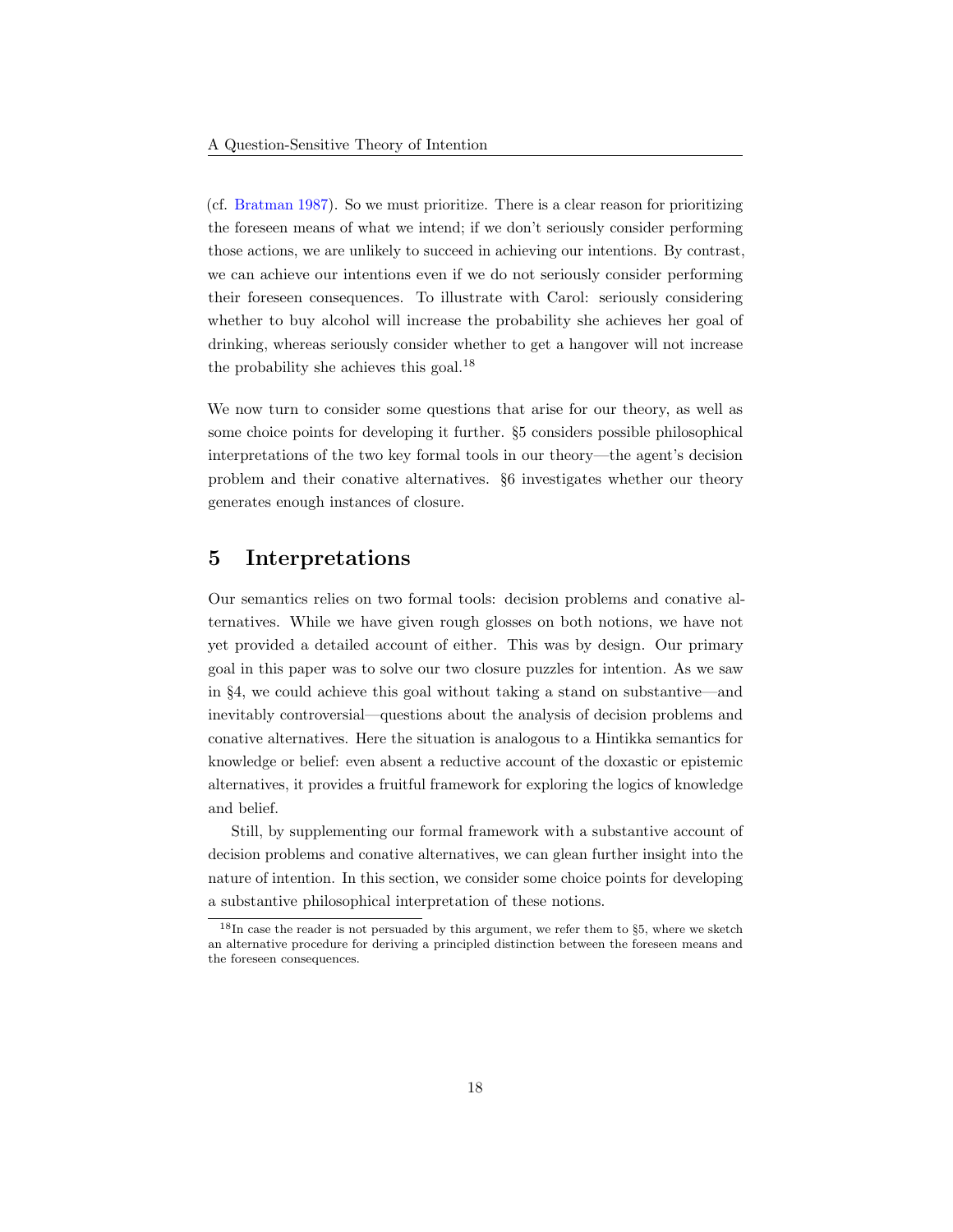(cf. Bratman 1987). So we must prioritize. There is a clear reason for prioritizing the foreseen means of what we intend; if we don't seriously consider performing those actions, we are unlikely to succeed in achieving our intentions. By contrast, we can achieve our intentions even if we do not seriously consider performing their foreseen consequences. To illustrate with Carol: seriously considering whether to buy alcohol will increase the probability she achieves her goal of drinking, whereas seriously consider whether to get a hangover will not increase the probability she achieves this goal.[18]

We now turn to consider some questions that arise for our theory, as well as some choice points for developing it further. §5 considers possible philosophical interpretations of the two key formal tools in our theory—the agent's decision problem and their conative alternatives. §6 investigates whether our theory generates enough instances of closure.

## 5 Interpretations

Our semantics relies on two formal tools: decision problems and conative alternatives. While we have given rough glosses on both notions, we have not yet provided a detailed account of either. This was by design. Our primary goal in this paper was to solve our two closure puzzles for intention. As we saw in §4, we could achieve this goal without taking a stand on substantive—and inevitably controversial—questions about the analysis of decision problems and conative alternatives. Here the situation is analogous to a Hintikka semantics for knowledge or belief: even absent a reductive account of the doxastic or epistemic alternatives, it provides a fruitful framework for exploring the logics of knowledge and belief.

Still, by supplementing our formal framework with a substantive account of decision problems and conative alternatives, we can glean further insight into the nature of intention. In this section, we consider some choice points for developing a substantive philosophical interpretation of these notions.

[18] In case the reader is not persuaded by this argument, we refer them to §5, where we sketch an alternative procedure for deriving a principled distinction between the foreseen means and the foreseen consequences.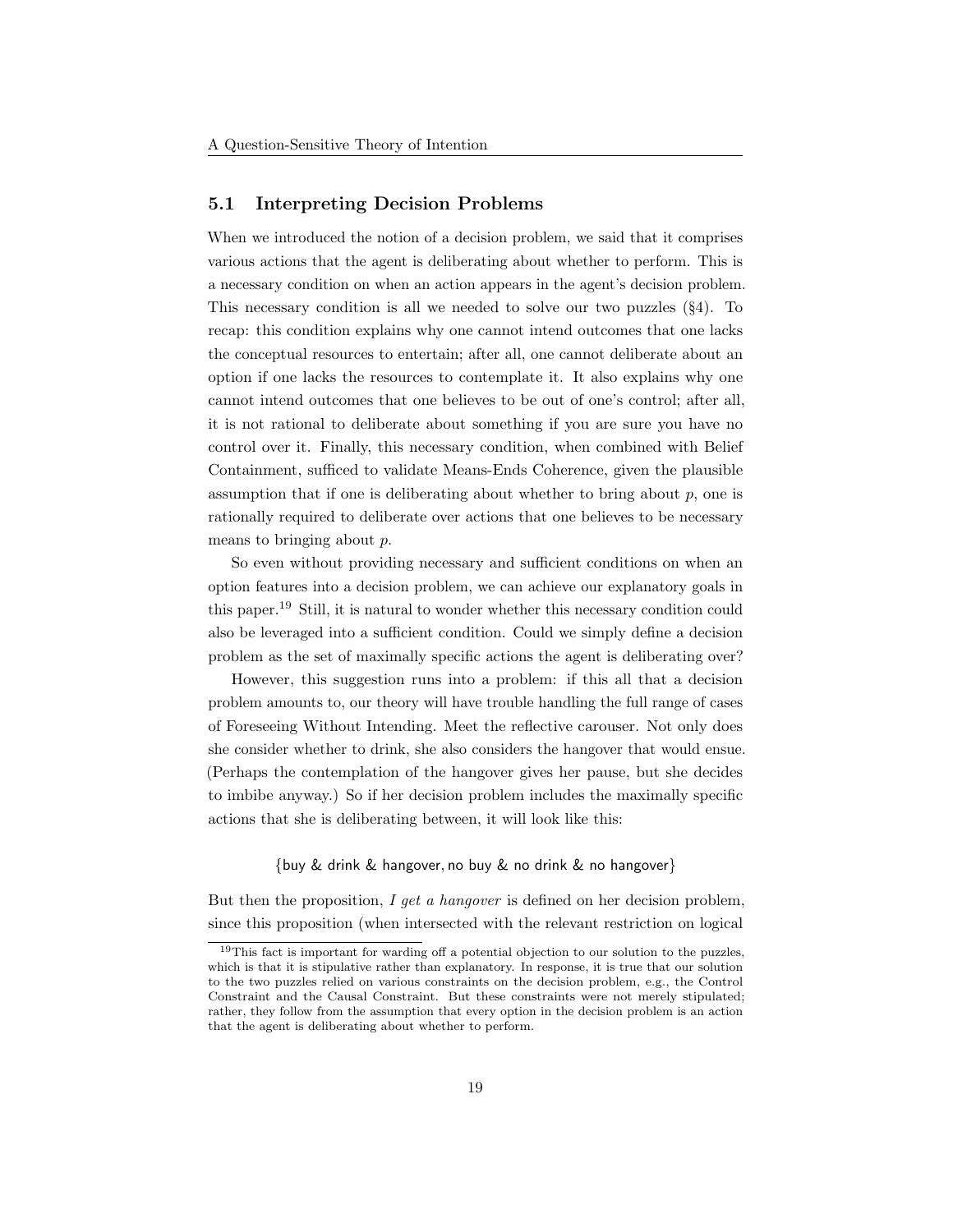## 5.1 Interpreting Decision Problems

When we introduced the notion of a decision problem, we said that it comprises various actions that the agent is deliberating about whether to perform. This is a necessary condition on when an action appears in the agent's decision problem. This necessary condition is all we needed to solve our two puzzles (§4). To recap: this condition explains why one cannot intend outcomes that one lacks the conceptual resources to entertain; after all, one cannot deliberate about an option if one lacks the resources to contemplate it. It also explains why one cannot intend outcomes that one believes to be out of one's control; after all, it is not rational to deliberate about something if you are sure you have no control over it. Finally, this necessary condition, when combined with Belief Containment, sufficed to validate Means-Ends Coherence, given the plausible assumption that if one is deliberating about whether to bring about $p$, one is rationally required to deliberate over actions that one believes to be necessary means to bringing about $p$.

So even without providing necessary and sufficient conditions on when an option features into a decision problem, we can achieve our explanatory goals in this paper.[19] Still, it is natural to wonder whether this necessary condition could also be leveraged into a sufficient condition. Could we simply define a decision problem as the set of maximally specific actions the agent is deliberating over?

However, this suggestion runs into a problem: if this all that a decision problem amounts to, our theory will have trouble handling the full range of cases of Foreseeing Without Intending. Meet the reflective carouser. Not only does she consider whether to drink, she also considers the hangover that would ensue. (Perhaps the contemplation of the hangover gives her pause, but she decides to imbibe anyway.) So if her decision problem includes the maximally specific actions that she is deliberating between, it will look like this:

$$\{\textsf{buy \& drink \& hangover}, \textsf{no buy \& no drink \& no hangover}\}$$

But then the proposition, *I get a hangover* is defined on her decision problem, since this proposition (when intersected with the relevant restriction on logical

[19] This fact is important for warding off a potential objection to our solution to the puzzles, which is that it is stipulative rather than explanatory. In response, it is true that our solution to the two puzzles relied on various constraints on the decision problem, e.g., the Control Constraint and the Causal Constraint. But these constraints were not merely stipulated; rather, they follow from the assumption that every option in the decision problem is an action that the agent is deliberating about whether to perform.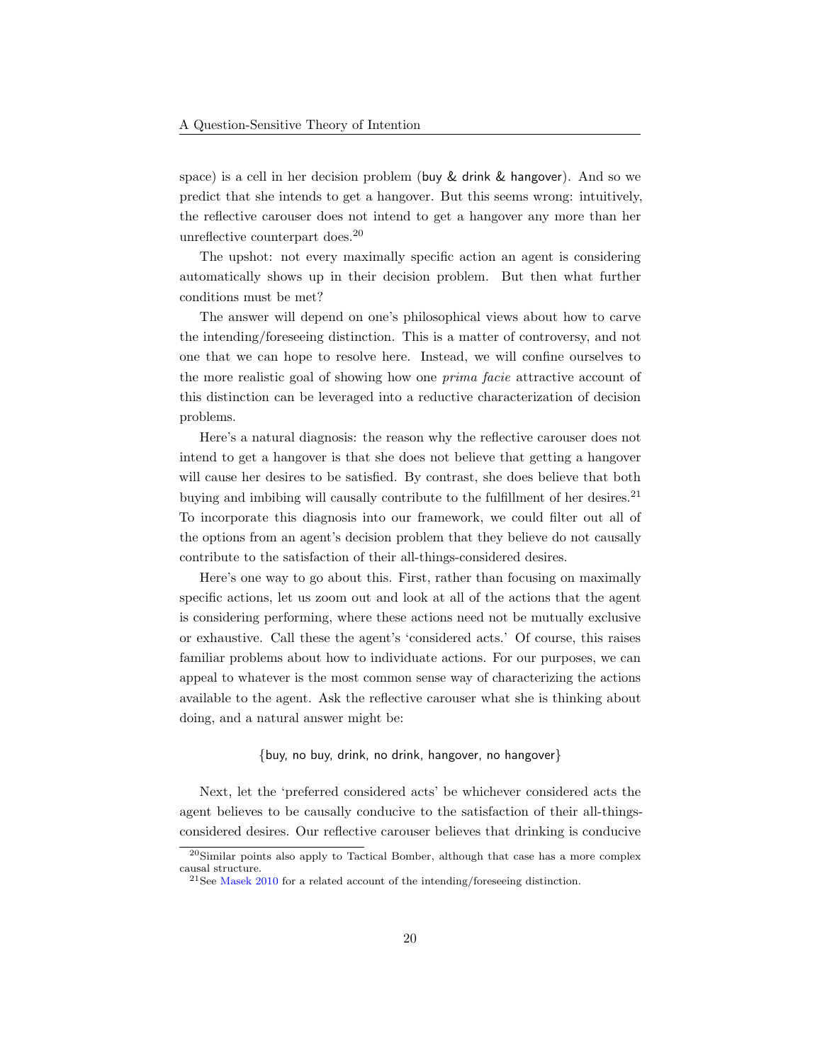space) is a cell in her decision problem (buy & drink & hangover). And so we predict that she intends to get a hangover. But this seems wrong: intuitively, the reflective carouser does not intend to get a hangover any more than her unreflective counterpart does.[20]

The upshot: not every maximally specific action an agent is considering automatically shows up in their decision problem. But then what further conditions must be met?

The answer will depend on one's philosophical views about how to carve the intending/foreseeing distinction. This is a matter of controversy, and not one that we can hope to resolve here. Instead, we will confine ourselves to the more realistic goal of showing how one *prima facie* attractive account of this distinction can be leveraged into a reductive characterization of decision problems.

Here's a natural diagnosis: the reason why the reflective carouser does not intend to get a hangover is that she does not believe that getting a hangover will cause her desires to be satisfied. By contrast, she does believe that both buying and imbibing will causally contribute to the fulfillment of her desires.[21] To incorporate this diagnosis into our framework, we could filter out all of the options from an agent's decision problem that they believe do not causally contribute to the satisfaction of their all-things-considered desires.

Here's one way to go about this. First, rather than focusing on maximally specific actions, let us zoom out and look at all of the actions that the agent is considering performing, where these actions need not be mutually exclusive or exhaustive. Call these the agent's 'considered acts.' Of course, this raises familiar problems about how to individuate actions. For our purposes, we can appeal to whatever is the most common sense way of characterizing the actions available to the agent. Ask the reflective carouser what she is thinking about doing, and a natural answer might be:

{buy, no buy, drink, no drink, hangover, no hangover}

Next, let the 'preferred considered acts' be whichever considered acts the agent believes to be causally conducive to the satisfaction of their all-things-considered desires. Our reflective carouser believes that drinking is conducive

[20] Similar points also apply to Tactical Bomber, although that case has a more complex causal structure.

[21] See Masek 2010 for a related account of the intending/foreseeing distinction.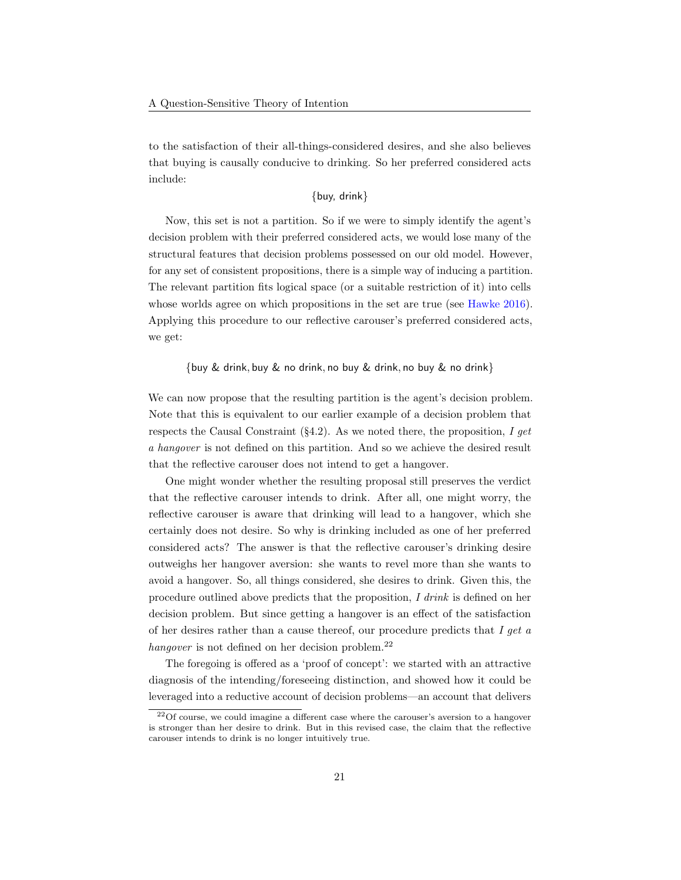to the satisfaction of their all-things-considered desires, and she also believes that buying is causally conducive to drinking. So her preferred considered acts include:

$$\{\text{buy, drink}\}$$

Now, this set is not a partition. So if we were to simply identify the agent's decision problem with their preferred considered acts, we would lose many of the structural features that decision problems possessed on our old model. However, for any set of consistent propositions, there is a simple way of inducing a partition. The relevant partition fits logical space (or a suitable restriction of it) into cells whose worlds agree on which propositions in the set are true (see Hawke 2016). Applying this procedure to our reflective carouser's preferred considered acts, we get:

$$\{\text{buy \& drink, buy \& no drink, no buy \& drink, no buy \& no drink}\}$$

We can now propose that the resulting partition is the agent's decision problem. Note that this is equivalent to our earlier example of a decision problem that respects the Causal Constraint (§4.2). As we noted there, the proposition, *I get a hangover* is not defined on this partition. And so we achieve the desired result that the reflective carouser does not intend to get a hangover.

One might wonder whether the resulting proposal still preserves the verdict that the reflective carouser intends to drink. After all, one might worry, the reflective carouser is aware that drinking will lead to a hangover, which she certainly does not desire. So why is drinking included as one of her preferred considered acts? The answer is that the reflective carouser's drinking desire outweighs her hangover aversion: she wants to revel more than she wants to avoid a hangover. So, all things considered, she desires to drink. Given this, the procedure outlined above predicts that the proposition, *I drink* is defined on her decision problem. But since getting a hangover is an effect of the satisfaction of her desires rather than a cause thereof, our procedure predicts that *I get a hangover* is not defined on her decision problem.[22]

The foregoing is offered as a 'proof of concept': we started with an attractive diagnosis of the intending/foreseeing distinction, and showed how it could be leveraged into a reductive account of decision problems—an account that delivers

[22] Of course, we could imagine a different case where the carouser's aversion to a hangover is stronger than her desire to drink. But in this revised case, the claim that the reflective carouser intends to drink is no longer intuitively true.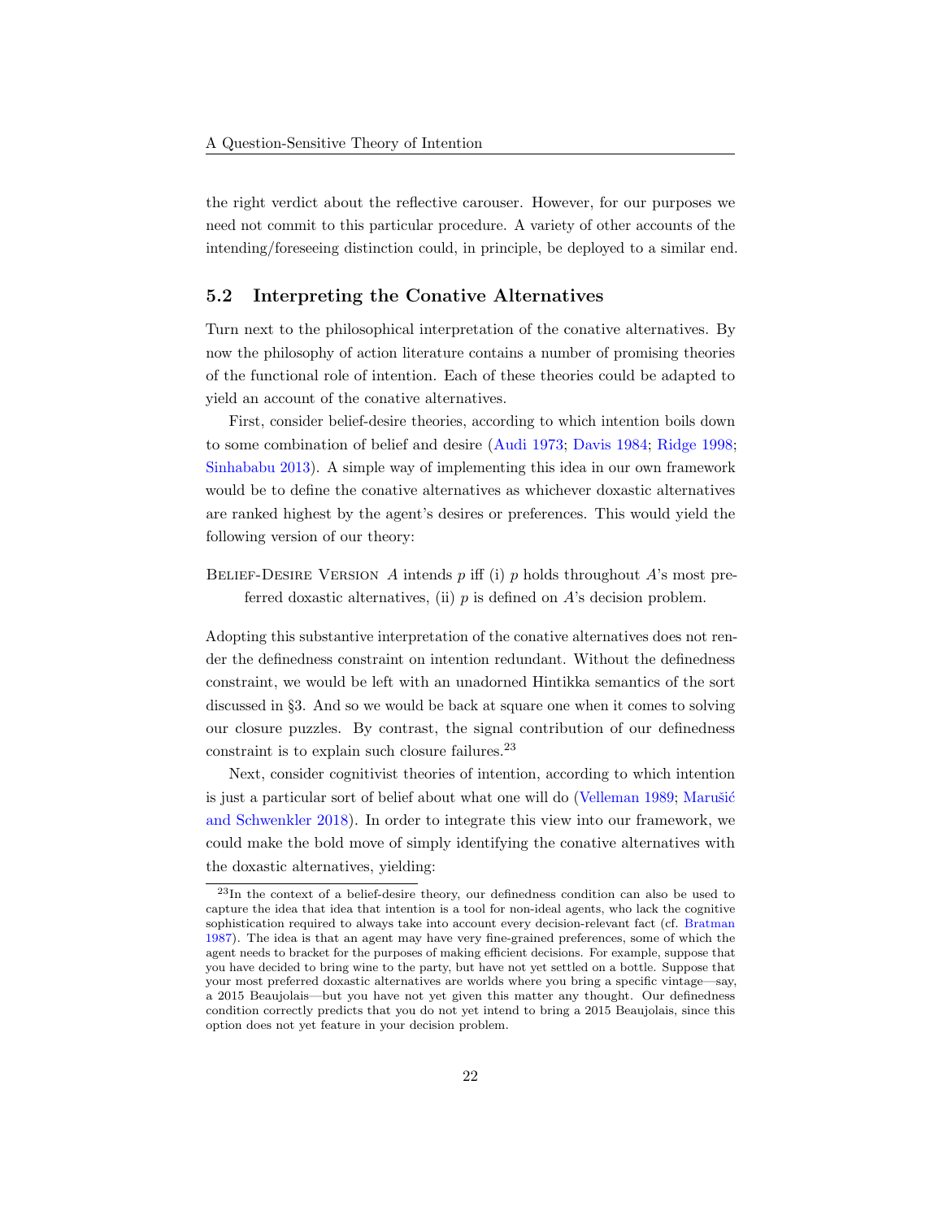the right verdict about the reflective carouser. However, for our purposes we need not commit to this particular procedure. A variety of other accounts of the intending/foreseeing distinction could, in principle, be deployed to a similar end.

### 5.2 Interpreting the Conative Alternatives

Turn next to the philosophical interpretation of the conative alternatives. By now the philosophy of action literature contains a number of promising theories of the functional role of intention. Each of these theories could be adapted to yield an account of the conative alternatives.

First, consider belief-desire theories, according to which intention boils down to some combination of belief and desire (Audi 1973; Davis 1984; Ridge 1998; Sinhababu 2013). A simple way of implementing this idea in our own framework would be to define the conative alternatives as whichever doxastic alternatives are ranked highest by the agent's desires or preferences. This would yield the following version of our theory:

Belief-Desire Version *A* intends *p* iff (i) *p* holds throughout *A*'s most preferred doxastic alternatives, (ii) *p* is defined on *A*'s decision problem.

Adopting this substantive interpretation of the conative alternatives does not render the definedness constraint on intention redundant. Without the definedness constraint, we would be left with an unadorned Hintikka semantics of the sort discussed in §3. And so we would be back at square one when it comes to solving our closure puzzles. By contrast, the signal contribution of our definedness constraint is to explain such closure failures.[23]

Next, consider cognitivist theories of intention, according to which intention is just a particular sort of belief about what one will do (Velleman 1989; Marušić and Schwenkler 2018). In order to integrate this view into our framework, we could make the bold move of simply identifying the conative alternatives with the doxastic alternatives, yielding:

[23] In the context of a belief-desire theory, our definedness condition can also be used to capture the idea that idea that intention is a tool for non-ideal agents, who lack the cognitive sophistication required to always take into account every decision-relevant fact (cf. Bratman 1987). The idea is that an agent may have very fine-grained preferences, some of which the agent needs to bracket for the purposes of making efficient decisions. For example, suppose that you have decided to bring wine to the party, but have not yet settled on a bottle. Suppose that your most preferred doxastic alternatives are worlds where you bring a specific vintage—say, a 2015 Beaujolais—but you have not yet given this matter any thought. Our definedness condition correctly predicts that you do not yet intend to bring a 2015 Beaujolais, since this option does not yet feature in your decision problem.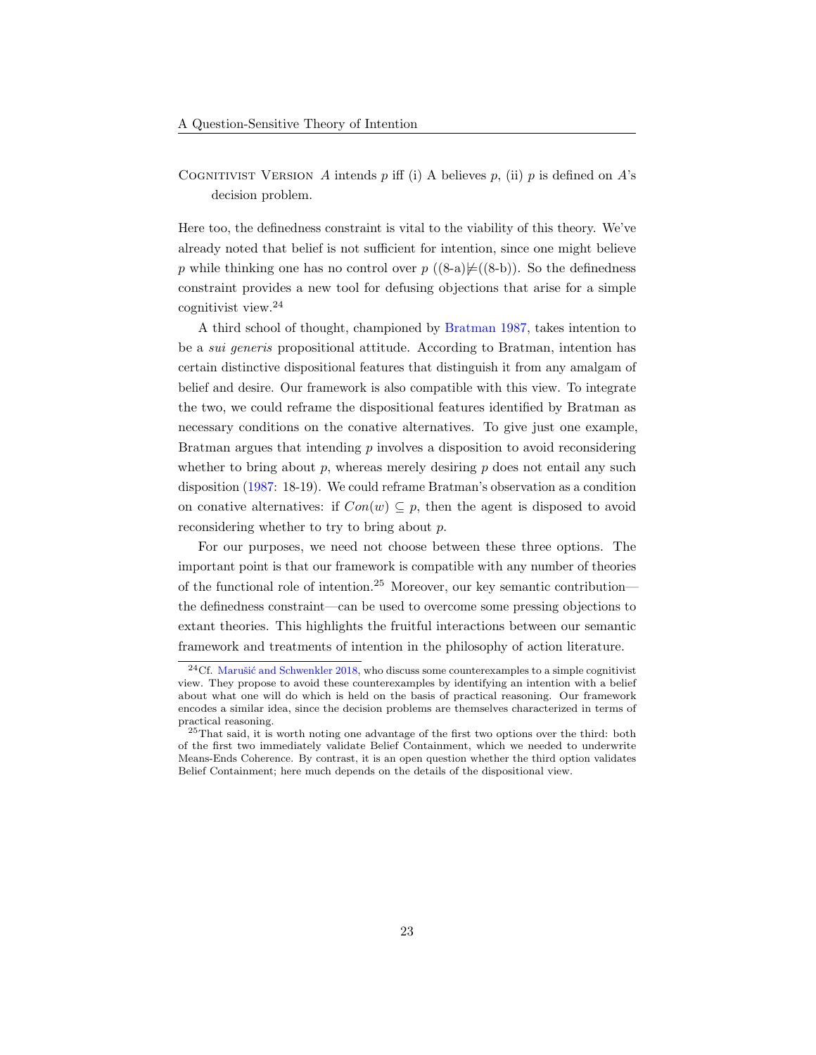Cognitivist Version $A$ intends $p$ iff (i) A believes $p$, (ii) $p$ is defined on $A$'s decision problem.

Here too, the definedness constraint is vital to the viability of this theory. We've already noted that belief is not sufficient for intention, since one might believe $p$ while thinking one has no control over $p$ ((8-a)$\not\models$(8-b)). So the definedness constraint provides a new tool for defusing objections that arise for a simple cognitivist view.[24]

A third school of thought, championed by Bratman 1987, takes intention to be a *sui generis* propositional attitude. According to Bratman, intention has certain distinctive dispositional features that distinguish it from any amalgam of belief and desire. Our framework is also compatible with this view. To integrate the two, we could reframe the dispositional features identified by Bratman as necessary conditions on the conative alternatives. To give just one example, Bratman argues that intending $p$ involves a disposition to avoid reconsidering whether to bring about $p$, whereas merely desiring $p$ does not entail any such disposition (1987: 18-19). We could reframe Bratman's observation as a condition on conative alternatives: if $Con(w) \subseteq p$, then the agent is disposed to avoid reconsidering whether to try to bring about $p$.

For our purposes, we need not choose between these three options. The important point is that our framework is compatible with any number of theories of the functional role of intention.[25] Moreover, our key semantic contribution—the definedness constraint—can be used to overcome some pressing objections to extant theories. This highlights the fruitful interactions between our semantic framework and treatments of intention in the philosophy of action literature.

[24] Cf. Marušić and Schwenkler 2018, who discuss some counterexamples to a simple cognitivist view. They propose to avoid these counterexamples by identifying an intention with a belief about what one will do which is held on the basis of practical reasoning. Our framework encodes a similar idea, since the decision problems are themselves characterized in terms of practical reasoning.

[25] That said, it is worth noting one advantage of the first two options over the third: both of the first two immediately validate Belief Containment, which we needed to underwrite Means-Ends Coherence. By contrast, it is an open question whether the third option validates Belief Containment; here much depends on the details of the dispositional view.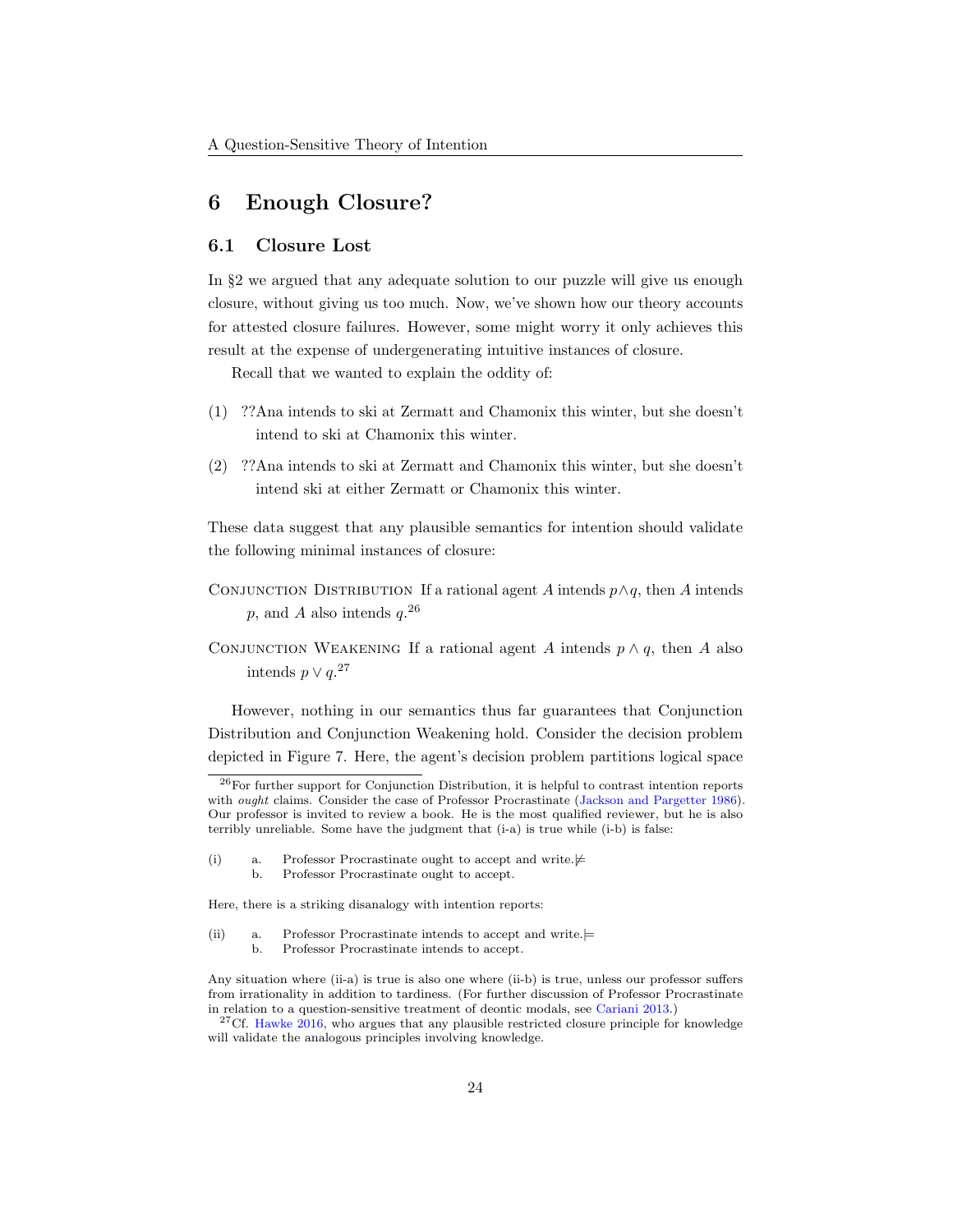## 6 Enough Closure?

### 6.1 Closure Lost

In §2 we argued that any adequate solution to our puzzle will give us enough closure, without giving us too much. Now, we've shown how our theory accounts for attested closure failures. However, some might worry it only achieves this result at the expense of undergenerating intuitive instances of closure.

Recall that we wanted to explain the oddity of:

(1) ??Ana intends to ski at Zermatt and Chamonix this winter, but she doesn't intend to ski at Chamonix this winter.

(2) ??Ana intends to ski at Zermatt and Chamonix this winter, but she doesn't intend ski at either Zermatt or Chamonix this winter.

These data suggest that any plausible semantics for intention should validate the following minimal instances of closure:

Conjunction Distribution If a rational agent $A$ intends $p \wedge q$, then $A$ intends $p$, and $A$ also intends $q$.[26]

Conjunction Weakening If a rational agent $A$ intends $p \wedge q$, then $A$ also intends $p \vee q$.[27]

However, nothing in our semantics thus far guarantees that Conjunction Distribution and Conjunction Weakening hold. Consider the decision problem depicted in Figure 7. Here, the agent's decision problem partitions logical space

---

[26] For further support for Conjunction Distribution, it is helpful to contrast intention reports with *ought* claims. Consider the case of Professor Procrastinate (Jackson and Pargetter 1986). Our professor is invited to review a book. He is the most qualified reviewer, but he is also terribly unreliable. Some have the judgment that (i-a) is true while (i-b) is false:

(i) a. Professor Procrastinate ought to accept and write. $\not\models$
b. Professor Procrastinate ought to accept.

Here, there is a striking disanalogy with intention reports:

(ii) a. Professor Procrastinate intends to accept and write. $\models$
b. Professor Procrastinate intends to accept.

Any situation where (ii-a) is true is also one where (ii-b) is true, unless our professor suffers from irrationality in addition to tardiness. (For further discussion of Professor Procrastinate in relation to a question-sensitive treatment of deontic modals, see Cariani 2013.)

[27] Cf. Hawke 2016, who argues that any plausible restricted closure principle for knowledge will validate the analogous principles involving knowledge.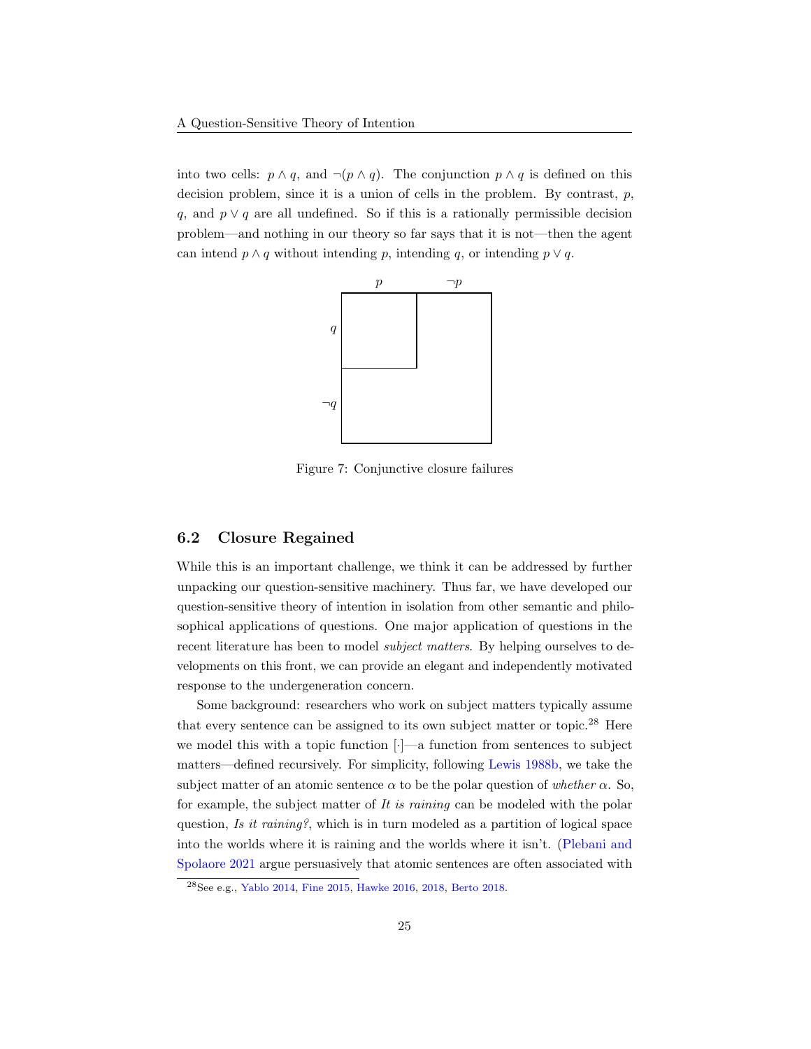into two cells: $p \wedge q$, and $\neg(p \wedge q)$. The conjunction $p \wedge q$ is defined on this decision problem, since it is a union of cells in the problem. By contrast, $p$, $q$, and $p \vee q$ are all undefined. So if this is a rationally permissible decision problem—and nothing in our theory so far says that it is not—then the agent can intend $p \wedge q$ without intending $p$, intending $q$, or intending $p \vee q$.

Figure 7: Conjunctive closure failures

## 6.2 Closure Regained

While this is an important challenge, we think it can be addressed by further unpacking our question-sensitive machinery. Thus far, we have developed our question-sensitive theory of intention in isolation from other semantic and philosophical applications of questions. One major application of questions in the recent literature has been to model *subject matters*. By helping ourselves to developments on this front, we can provide an elegant and independently motivated response to the undergeneration concern.

Some background: researchers who work on subject matters typically assume that every sentence can be assigned to its own subject matter or topic.[28] Here we model this with a topic function $[\cdot]$—a function from sentences to subject matters—defined recursively. For simplicity, following Lewis 1988b, we take the subject matter of an atomic sentence $\alpha$ to be the polar question of *whether* $\alpha$. So, for example, the subject matter of *It is raining* can be modeled with the polar question, *Is it raining?*, which is in turn modeled as a partition of logical space into the worlds where it is raining and the worlds where it isn't. (Plebani and Spolaore 2021 argue persuasively that atomic sentences are often associated with

[28] See e.g., Yablo 2014, Fine 2015, Hawke 2016, 2018, Berto 2018.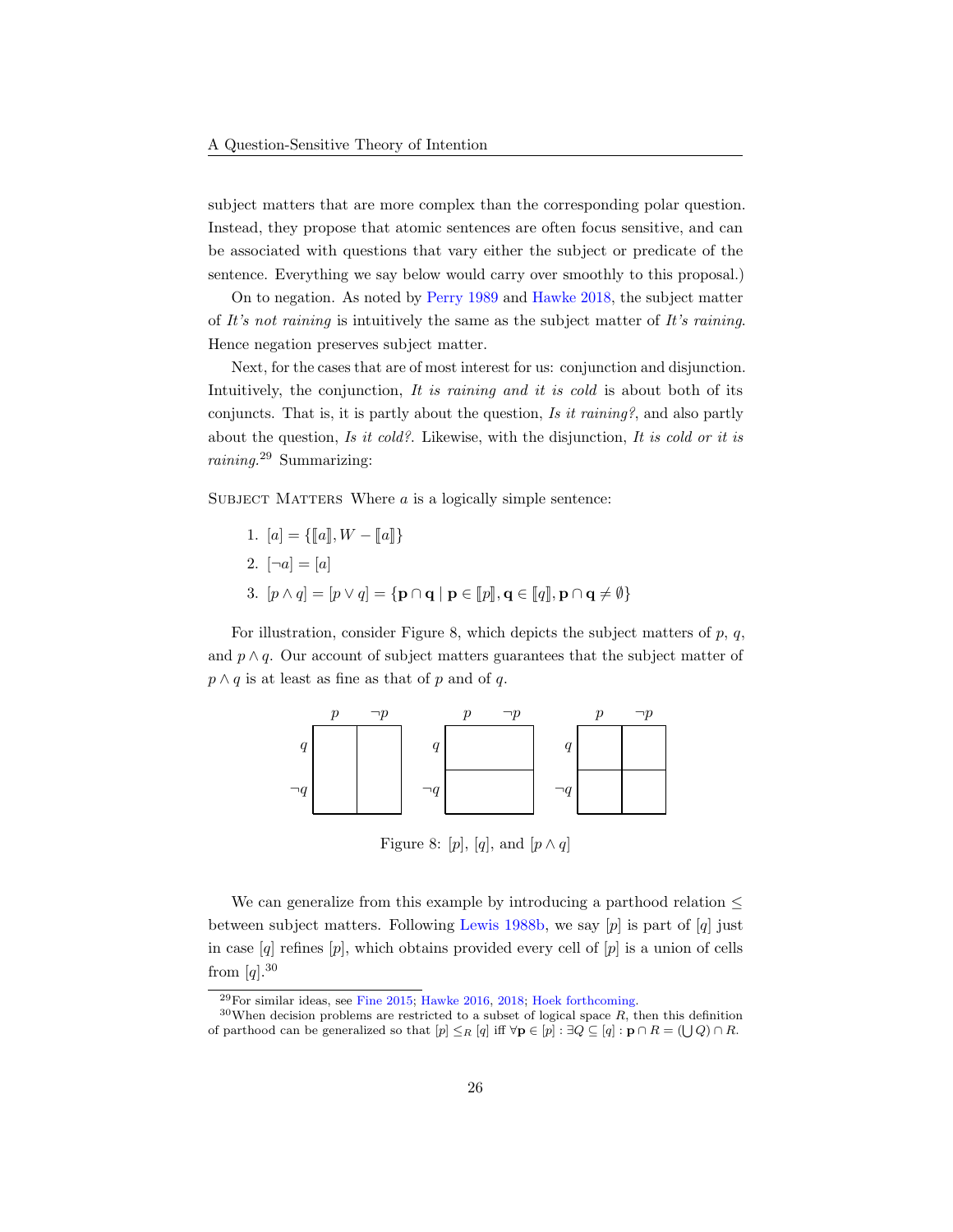subject matters that are more complex than the corresponding polar question. Instead, they propose that atomic sentences are often focus sensitive, and can be associated with questions that vary either the subject or predicate of the sentence. Everything we say below would carry over smoothly to this proposal.)

On to negation. As noted by Perry 1989 and Hawke 2018, the subject matter of *It's not raining* is intuitively the same as the subject matter of *It's raining*. Hence negation preserves subject matter.

Next, for the cases that are of most interest for us: conjunction and disjunction. Intuitively, the conjunction, *It is raining and it is cold* is about both of its conjuncts. That is, it is partly about the question, *Is it raining?*, and also partly about the question, *Is it cold?*. Likewise, with the disjunction, *It is cold or it is raining.*[29] Summarizing:

Subject Matters Where $a$ is a logically simple sentence:

1. $[a] = \{[\![a]\!], W - [\![a]\!]\}$
2. $[\neg a] = [a]$
3. $[p \wedge q] = [p \vee q] = \{\mathbf{p} \cap \mathbf{q} \mid \mathbf{p} \in [\![p]\!], \mathbf{q} \in [\![q]\!], \mathbf{p} \cap \mathbf{q} \neq \emptyset\}$

For illustration, consider Figure 8, which depicts the subject matters of $p$, $q$, and $p \wedge q$. Our account of subject matters guarantees that the subject matter of $p \wedge q$ is at least as fine as that of $p$ and of $q$.

Figure 8: $[p]$, $[q]$, and $[p \wedge q]$

We can generalize from this example by introducing a parthood relation $\leq$ between subject matters. Following Lewis 1988b, we say $[p]$ is part of $[q]$ just in case $[q]$ refines $[p]$, which obtains provided every cell of $[p]$ is a union of cells from $[q]$.[30]

[29] For similar ideas, see Fine 2015; Hawke 2016, 2018; Hoek forthcoming.

[30] When decision problems are restricted to a subset of logical space $R$, then this definition of parthood can be generalized so that $[p] \leq_R [q]$ iff $\forall \mathbf{p} \in [p] : \exists Q \subseteq [q] : \mathbf{p} \cap R = (\bigcup Q) \cap R$.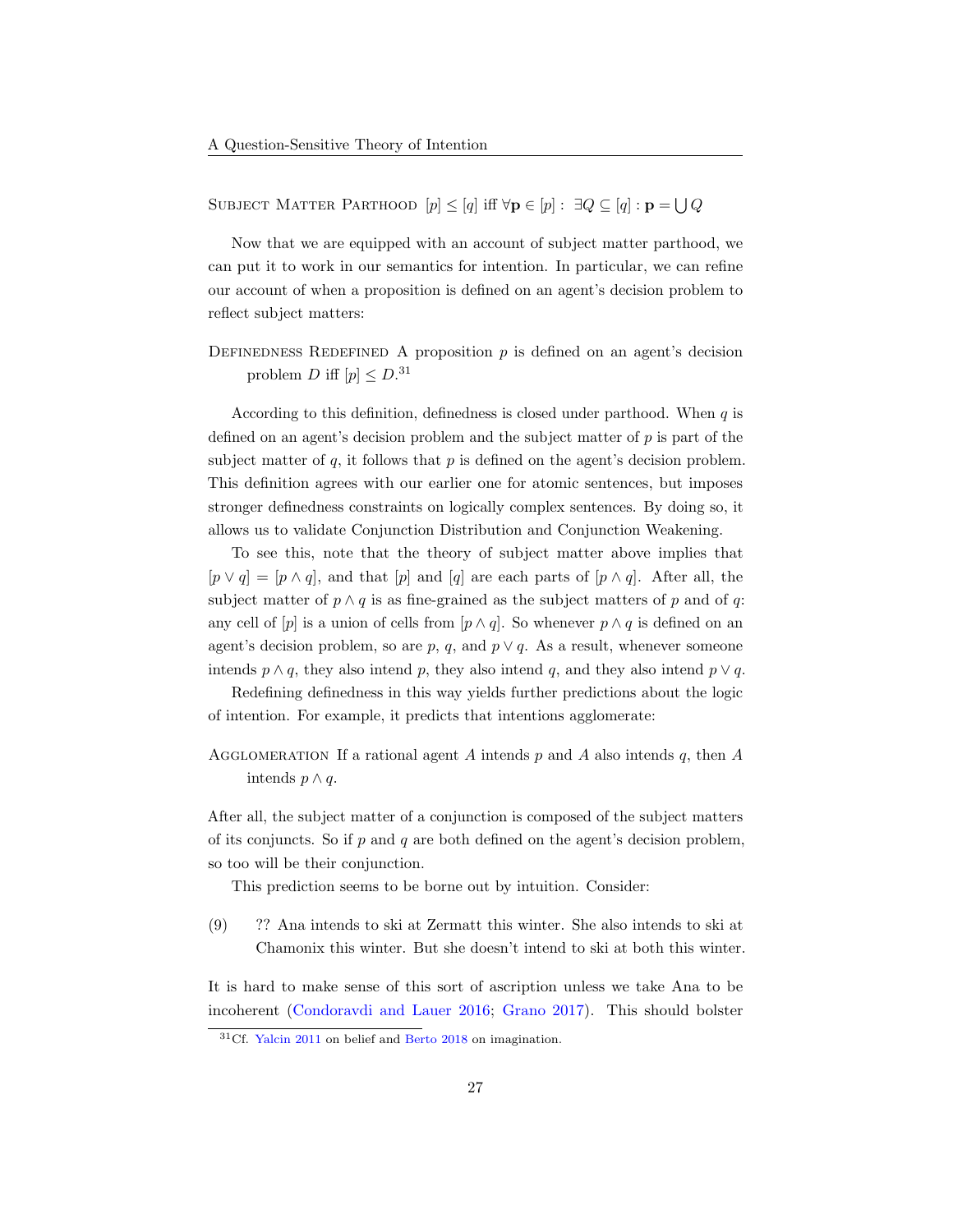Subject Matter Parthood $[p] \leq [q]$ iff $\forall \mathbf{p} \in [p]: \exists Q \subseteq [q] : \mathbf{p} = \bigcup Q$

Now that we are equipped with an account of subject matter parthood, we can put it to work in our semantics for intention. In particular, we can refine our account of when a proposition is defined on an agent's decision problem to reflect subject matters:

Definedness Redefined A proposition $p$ is defined on an agent's decision problem $D$ iff $[p] \leq D$.[31]

According to this definition, definedness is closed under parthood. When $q$ is defined on an agent's decision problem and the subject matter of $p$ is part of the subject matter of $q$, it follows that $p$ is defined on the agent's decision problem. This definition agrees with our earlier one for atomic sentences, but imposes stronger definedness constraints on logically complex sentences. By doing so, it allows us to validate Conjunction Distribution and Conjunction Weakening.

To see this, note that the theory of subject matter above implies that $[p \vee q] = [p \wedge q]$, and that $[p]$ and $[q]$ are each parts of $[p \wedge q]$. After all, the subject matter of $p \wedge q$ is as fine-grained as the subject matters of $p$ and of $q$: any cell of $[p]$ is a union of cells from $[p \wedge q]$. So whenever $p \wedge q$ is defined on an agent's decision problem, so are $p$, $q$, and $p \vee q$. As a result, whenever someone intends $p \wedge q$, they also intend $p$, they also intend $q$, and they also intend $p \vee q$.

Redefining definedness in this way yields further predictions about the logic of intention. For example, it predicts that intentions agglomerate:

Agglomeration If a rational agent $A$ intends $p$ and $A$ also intends $q$, then $A$ intends $p \wedge q$.

After all, the subject matter of a conjunction is composed of the subject matters of its conjuncts. So if $p$ and $q$ are both defined on the agent's decision problem, so too will be their conjunction.

This prediction seems to be borne out by intuition. Consider:

(9) ?? Ana intends to ski at Zermatt this winter. She also intends to ski at Chamonix this winter. But she doesn't intend to ski at both this winter.

It is hard to make sense of this sort of ascription unless we take Ana to be incoherent (Condoravdi and Lauer 2016; Grano 2017). This should bolster

[31] Cf. Yalcin 2011 on belief and Berto 2018 on imagination.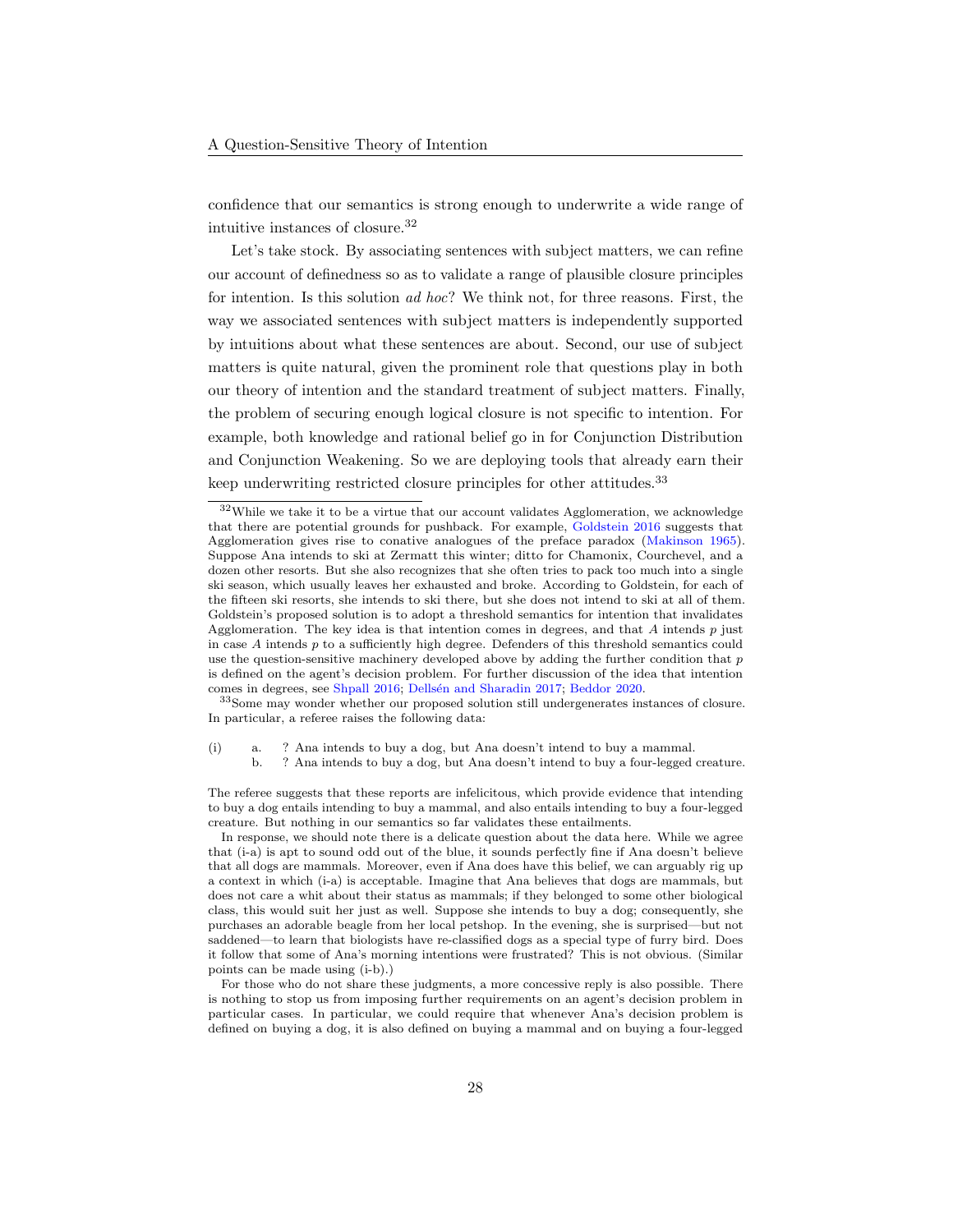confidence that our semantics is strong enough to underwrite a wide range of intuitive instances of closure.[32]

Let's take stock. By associating sentences with subject matters, we can refine our account of definedness so as to validate a range of plausible closure principles for intention. Is this solution *ad hoc*? We think not, for three reasons. First, the way we associated sentences with subject matters is independently supported by intuitions about what these sentences are about. Second, our use of subject matters is quite natural, given the prominent role that questions play in both our theory of intention and the standard treatment of subject matters. Finally, the problem of securing enough logical closure is not specific to intention. For example, both knowledge and rational belief go in for Conjunction Distribution and Conjunction Weakening. So we are deploying tools that already earn their keep underwriting restricted closure principles for other attitudes.[33]

---

[32]While we take it to be a virtue that our account validates Agglomeration, we acknowledge that there are potential grounds for pushback. For example, Goldstein 2016 suggests that Agglomeration gives rise to conative analogues of the preface paradox (Makinson 1965). Suppose Ana intends to ski at Zermatt this winter; ditto for Chamonix, Courchevel, and a dozen other resorts. But she also recognizes that she often tries to pack too much into a single ski season, which usually leaves her exhausted and broke. According to Goldstein, for each of the fifteen ski resorts, she intends to ski there, but she does not intend to ski at all of them. Goldstein's proposed solution is to adopt a threshold semantics for intention that invalidates Agglomeration. The key idea is that intention comes in degrees, and that $A$ intends $p$ just in case $A$ intends $p$ to a sufficiently high degree. Defenders of this threshold semantics could use the question-sensitive machinery developed above by adding the further condition that $p$ is defined on the agent's decision problem. For further discussion of the idea that intention comes in degrees, see Shpall 2016; Dellsén and Sharadin 2017; Beddor 2020.

[33]Some may wonder whether our proposed solution still undergenerates instances of closure. In particular, a referee raises the following data:

(i) a. ? Ana intends to buy a dog, but Ana doesn't intend to buy a mammal.
b. ? Ana intends to buy a dog, but Ana doesn't intend to buy a four-legged creature.

The referee suggests that these reports are infelicitous, which provide evidence that intending to buy a dog entails intending to buy a mammal, and also entails intending to buy a four-legged creature. But nothing in our semantics so far validates these entailments.

In response, we should note there is a delicate question about the data here. While we agree that (i-a) is apt to sound odd out of the blue, it sounds perfectly fine if Ana doesn't believe that all dogs are mammals. Moreover, even if Ana does have this belief, we can arguably rig up a context in which (i-a) is acceptable. Imagine that Ana believes that dogs are mammals, but does not care a whit about their status as mammals; if they belonged to some other biological class, this would suit her just as well. Suppose she intends to buy a dog; consequently, she purchases an adorable beagle from her local petshop. In the evening, she is surprised—but not saddened—to learn that biologists have re-classified dogs as a special type of furry bird. Does it follow that some of Ana's morning intentions were frustrated? This is not obvious. (Similar points can be made using (i-b).)

For those who do not share these judgments, a more concessive reply is also possible. There is nothing to stop us from imposing further requirements on an agent's decision problem in particular cases. In particular, we could require that whenever Ana's decision problem is defined on buying a dog, it is also defined on buying a mammal and on buying a four-legged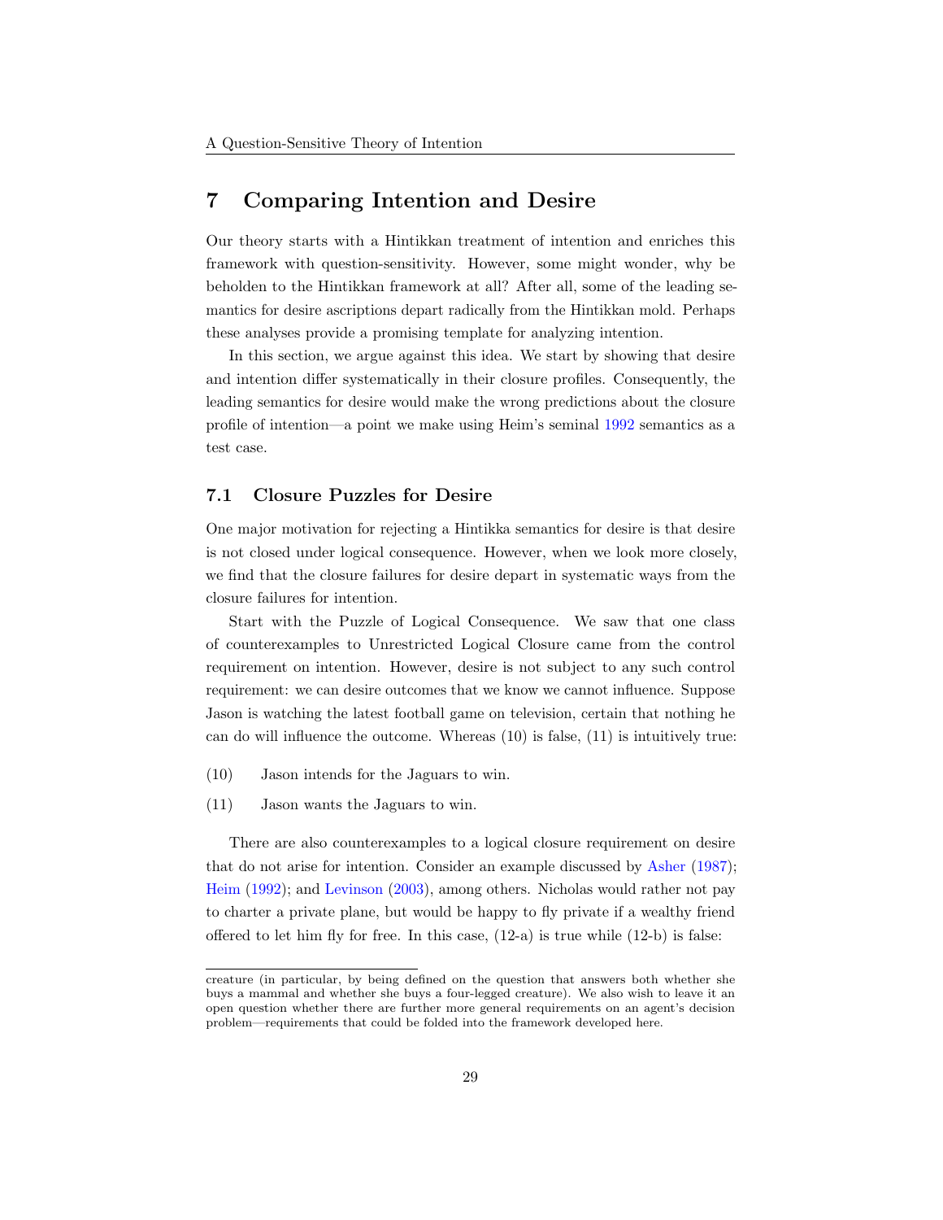## 7 Comparing Intention and Desire

Our theory starts with a Hintikkan treatment of intention and enriches this framework with question-sensitivity. However, some might wonder, why be beholden to the Hintikkan framework at all? After all, some of the leading semantics for desire ascriptions depart radically from the Hintikkan mold. Perhaps these analyses provide a promising template for analyzing intention.

In this section, we argue against this idea. We start by showing that desire and intention differ systematically in their closure profiles. Consequently, the leading semantics for desire would make the wrong predictions about the closure profile of intention—a point we make using Heim's seminal 1992 semantics as a test case.

### 7.1 Closure Puzzles for Desire

One major motivation for rejecting a Hintikka semantics for desire is that desire is not closed under logical consequence. However, when we look more closely, we find that the closure failures for desire depart in systematic ways from the closure failures for intention.

Start with the Puzzle of Logical Consequence. We saw that one class of counterexamples to Unrestricted Logical Closure came from the control requirement on intention. However, desire is not subject to any such control requirement: we can desire outcomes that we know we cannot influence. Suppose Jason is watching the latest football game on television, certain that nothing he can do will influence the outcome. Whereas (10) is false, (11) is intuitively true:

(10) Jason intends for the Jaguars to win.

(11) Jason wants the Jaguars to win.

There are also counterexamples to a logical closure requirement on desire that do not arise for intention. Consider an example discussed by Asher (1987); Heim (1992); and Levinson (2003), among others. Nicholas would rather not pay to charter a private plane, but would be happy to fly private if a wealthy friend offered to let him fly for free. In this case, (12-a) is true while (12-b) is false:

creature (in particular, by being defined on the question that answers both whether she buys a mammal and whether she buys a four-legged creature). We also wish to leave it an open question whether there are further more general requirements on an agent's decision problem—requirements that could be folded into the framework developed here.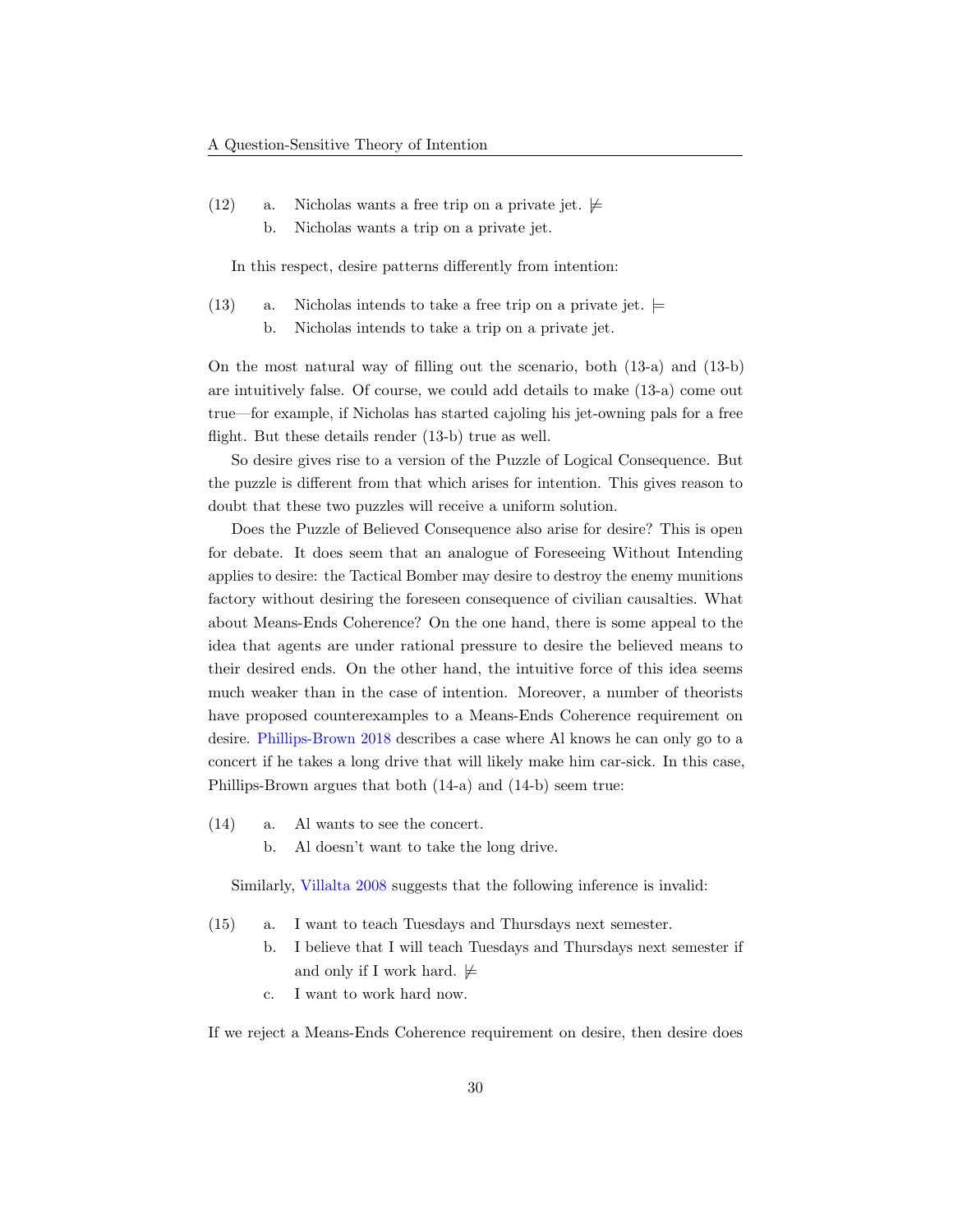(12) a. Nicholas wants a free trip on a private jet. $\not\models$
b. Nicholas wants a trip on a private jet.

In this respect, desire patterns differently from intention:

(13) a. Nicholas intends to take a free trip on a private jet. $\models$
b. Nicholas intends to take a trip on a private jet.

On the most natural way of filling out the scenario, both (13-a) and (13-b) are intuitively false. Of course, we could add details to make (13-a) come out true—for example, if Nicholas has started cajoling his jet-owning pals for a free flight. But these details render (13-b) true as well.

So desire gives rise to a version of the Puzzle of Logical Consequence. But the puzzle is different from that which arises for intention. This gives reason to doubt that these two puzzles will receive a uniform solution.

Does the Puzzle of Believed Consequence also arise for desire? This is open for debate. It does seem that an analogue of Foreseeing Without Intending applies to desire: the Tactical Bomber may desire to destroy the enemy munitions factory without desiring the foreseen consequence of civilian causalties. What about Means-Ends Coherence? On the one hand, there is some appeal to the idea that agents are under rational pressure to desire the believed means to their desired ends. On the other hand, the intuitive force of this idea seems much weaker than in the case of intention. Moreover, a number of theorists have proposed counterexamples to a Means-Ends Coherence requirement on desire. Phillips-Brown 2018 describes a case where Al knows he can only go to a concert if he takes a long drive that will likely make him car-sick. In this case, Phillips-Brown argues that both (14-a) and (14-b) seem true:

(14) a. Al wants to see the concert.
b. Al doesn't want to take the long drive.

Similarly, Villalta 2008 suggests that the following inference is invalid:

(15) a. I want to teach Tuesdays and Thursdays next semester.
b. I believe that I will teach Tuesdays and Thursdays next semester if and only if I work hard. $\not\models$
c. I want to work hard now.

If we reject a Means-Ends Coherence requirement on desire, then desire does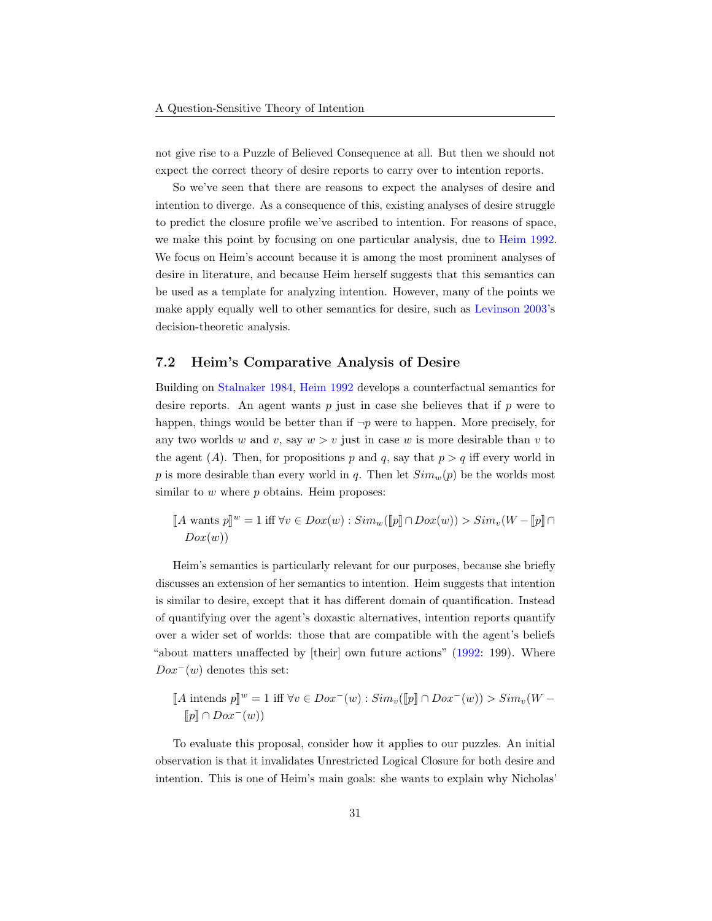not give rise to a Puzzle of Believed Consequence at all. But then we should not expect the correct theory of desire reports to carry over to intention reports.

So we've seen that there are reasons to expect the analyses of desire and intention to diverge. As a consequence of this, existing analyses of desire struggle to predict the closure profile we've ascribed to intention. For reasons of space, we make this point by focusing on one particular analysis, due to Heim 1992. We focus on Heim's account because it is among the most prominent analyses of desire in literature, and because Heim herself suggests that this semantics can be used as a template for analyzing intention. However, many of the points we make apply equally well to other semantics for desire, such as Levinson 2003's decision-theoretic analysis.

### 7.2 Heim's Comparative Analysis of Desire

Building on Stalnaker 1984, Heim 1992 develops a counterfactual semantics for desire reports. An agent wants $p$ just in case she believes that if $p$ were to happen, things would be better than if $\neg p$ were to happen. More precisely, for any two worlds $w$ and $v$, say $w > v$ just in case $w$ is more desirable than $v$ to the agent ($A$). Then, for propositions $p$ and $q$, say that $p > q$ iff every world in $p$ is more desirable than every world in $q$. Then let $Sim_w(p)$ be the worlds most similar to $w$ where $p$ obtains. Heim proposes:

$$[\![A \text{ wants } p]\!]^w = 1 \text{ iff } \forall v \in Dox(w) : Sim_w([\![p]\!] \cap Dox(w)) > Sim_v(W - [\![p]\!] \cap Dox(w))$$

Heim's semantics is particularly relevant for our purposes, because she briefly discusses an extension of her semantics to intention. Heim suggests that intention is similar to desire, except that it has different domain of quantification. Instead of quantifying over the agent's doxastic alternatives, intention reports quantify over a wider set of worlds: those that are compatible with the agent's beliefs "about matters unaffected by [their] own future actions" (1992: 199). Where $Dox^-(w)$ denotes this set:

$$[\![A \text{ intends } p]\!]^w = 1 \text{ iff } \forall v \in Dox^-(w) : Sim_v([\![p]\!] \cap Dox^-(w)) > Sim_v(W - [\![p]\!] \cap Dox^-(w))$$

To evaluate this proposal, consider how it applies to our puzzles. An initial observation is that it invalidates Unrestricted Logical Closure for both desire and intention. This is one of Heim's main goals: she wants to explain why Nicholas'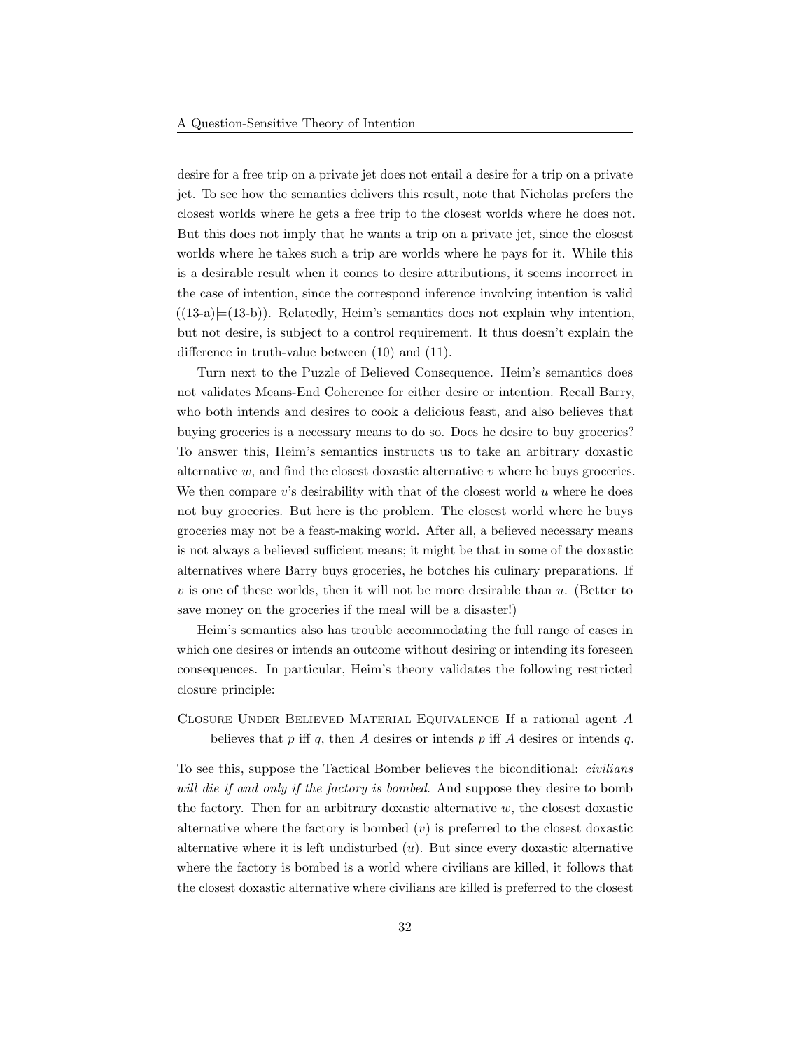desire for a free trip on a private jet does not entail a desire for a trip on a private jet. To see how the semantics delivers this result, note that Nicholas prefers the closest worlds where he gets a free trip to the closest worlds where he does not. But this does not imply that he wants a trip on a private jet, since the closest worlds where he takes such a trip are worlds where he pays for it. While this is a desirable result when it comes to desire attributions, it seems incorrect in the case of intention, since the correspond inference involving intention is valid ((13-a)$\models$(13-b)). Relatedly, Heim's semantics does not explain why intention, but not desire, is subject to a control requirement. It thus doesn't explain the difference in truth-value between (10) and (11).

Turn next to the Puzzle of Believed Consequence. Heim's semantics does not validates Means-End Coherence for either desire or intention. Recall Barry, who both intends and desires to cook a delicious feast, and also believes that buying groceries is a necessary means to do so. Does he desire to buy groceries? To answer this, Heim's semantics instructs us to take an arbitrary doxastic alternative $w$, and find the closest doxastic alternative $v$ where he buys groceries. We then compare $v$'s desirability with that of the closest world $u$ where he does not buy groceries. But here is the problem. The closest world where he buys groceries may not be a feast-making world. After all, a believed necessary means is not always a believed sufficient means; it might be that in some of the doxastic alternatives where Barry buys groceries, he botches his culinary preparations. If $v$ is one of these worlds, then it will not be more desirable than $u$. (Better to save money on the groceries if the meal will be a disaster!)

Heim's semantics also has trouble accommodating the full range of cases in which one desires or intends an outcome without desiring or intending its foreseen consequences. In particular, Heim's theory validates the following restricted closure principle:

Closure Under Believed Material Equivalence If a rational agent $A$ believes that $p$ iff $q$, then $A$ desires or intends $p$ iff $A$ desires or intends $q$.

To see this, suppose the Tactical Bomber believes the biconditional: *civilians will die if and only if the factory is bombed*. And suppose they desire to bomb the factory. Then for an arbitrary doxastic alternative $w$, the closest doxastic alternative where the factory is bombed ($v$) is preferred to the closest doxastic alternative where it is left undisturbed ($u$). But since every doxastic alternative where the factory is bombed is a world where civilians are killed, it follows that the closest doxastic alternative where civilians are killed is preferred to the closest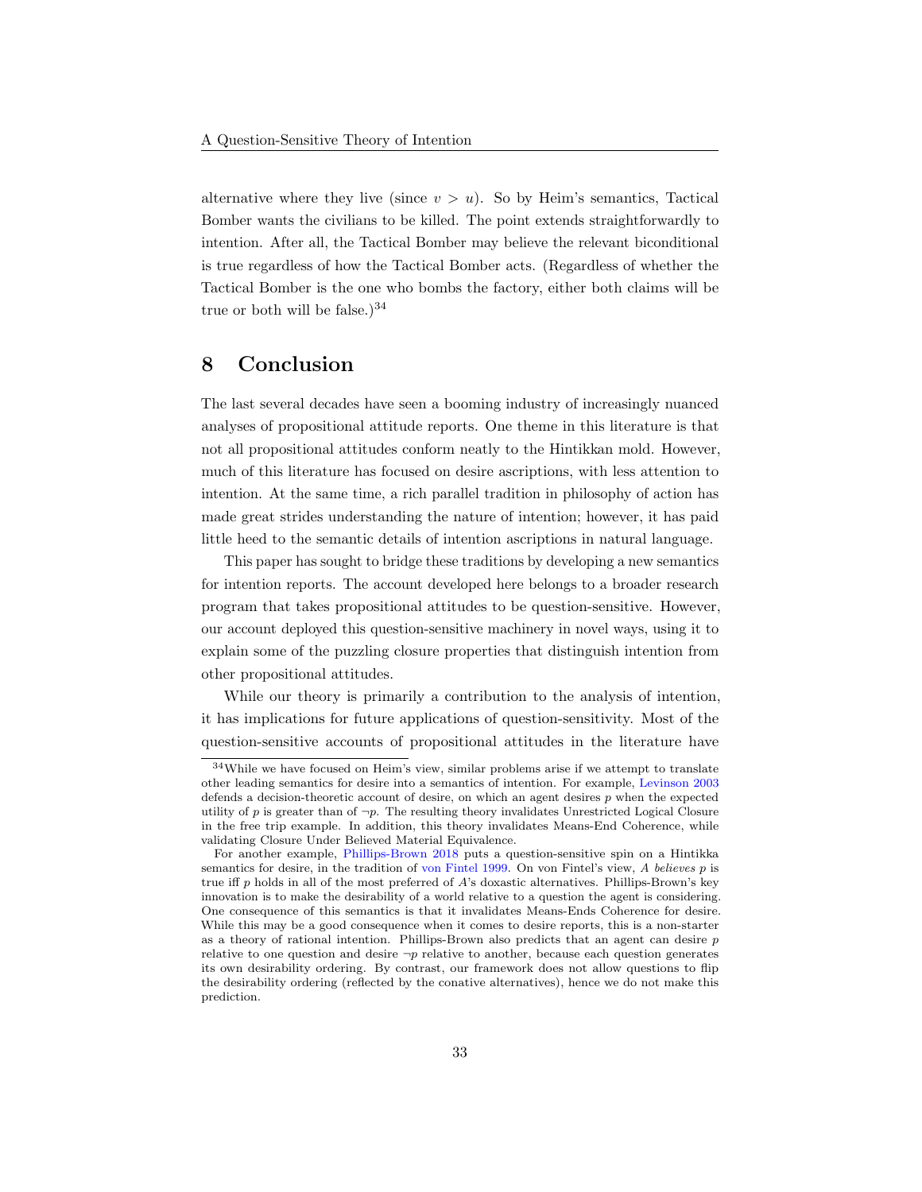alternative where they live (since $v > u$). So by Heim's semantics, Tactical Bomber wants the civilians to be killed. The point extends straightforwardly to intention. After all, the Tactical Bomber may believe the relevant biconditional is true regardless of how the Tactical Bomber acts. (Regardless of whether the Tactical Bomber is the one who bombs the factory, either both claims will be true or both will be false.)[34]

## 8 Conclusion

The last several decades have seen a booming industry of increasingly nuanced analyses of propositional attitude reports. One theme in this literature is that not all propositional attitudes conform neatly to the Hintikkan mold. However, much of this literature has focused on desire ascriptions, with less attention to intention. At the same time, a rich parallel tradition in philosophy of action has made great strides understanding the nature of intention; however, it has paid little heed to the semantic details of intention ascriptions in natural language.

This paper has sought to bridge these traditions by developing a new semantics for intention reports. The account developed here belongs to a broader research program that takes propositional attitudes to be question-sensitive. However, our account deployed this question-sensitive machinery in novel ways, using it to explain some of the puzzling closure properties that distinguish intention from other propositional attitudes.

While our theory is primarily a contribution to the analysis of intention, it has implications for future applications of question-sensitivity. Most of the question-sensitive accounts of propositional attitudes in the literature have

[34] While we have focused on Heim's view, similar problems arise if we attempt to translate other leading semantics for desire into a semantics of intention. For example, Levinson 2003 defends a decision-theoretic account of desire, on which an agent desires $p$ when the expected utility of $p$ is greater than of $\neg p$. The resulting theory invalidates Unrestricted Logical Closure in the free trip example. In addition, this theory invalidates Means-End Coherence, while validating Closure Under Believed Material Equivalence.

For another example, Phillips-Brown 2018 puts a question-sensitive spin on a Hintikka semantics for desire, in the tradition of von Fintel 1999. On von Fintel's view, *A believes p* is true iff $p$ holds in all of the most preferred of $A$'s doxastic alternatives. Phillips-Brown's key innovation is to make the desirability of a world relative to a question the agent is considering. One consequence of this semantics is that it invalidates Means-Ends Coherence for desire. While this may be a good consequence when it comes to desire reports, this is a non-starter as a theory of rational intention. Phillips-Brown also predicts that an agent can desire $p$ relative to one question and desire $\neg p$ relative to another, because each question generates its own desirability ordering. By contrast, our framework does not allow questions to flip the desirability ordering (reflected by the conative alternatives), hence we do not make this prediction.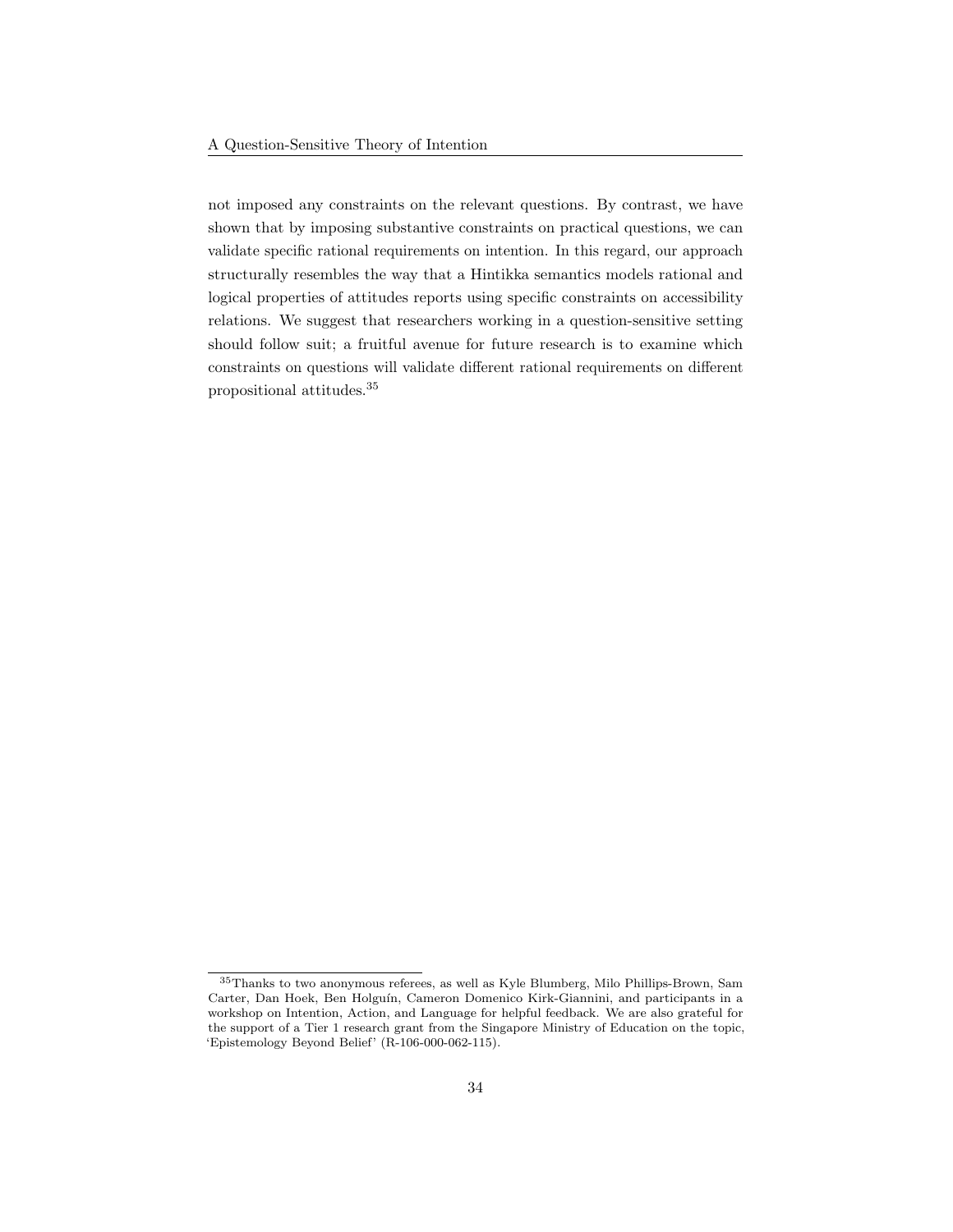not imposed any constraints on the relevant questions. By contrast, we have shown that by imposing substantive constraints on practical questions, we can validate specific rational requirements on intention. In this regard, our approach structurally resembles the way that a Hintikka semantics models rational and logical properties of attitudes reports using specific constraints on accessibility relations. We suggest that researchers working in a question-sensitive setting should follow suit; a fruitful avenue for future research is to examine which constraints on questions will validate different rational requirements on different propositional attitudes.[35]

[35] Thanks to two anonymous referees, as well as Kyle Blumberg, Milo Phillips-Brown, Sam Carter, Dan Hoek, Ben Holguín, Cameron Domenico Kirk-Giannini, and participants in a workshop on Intention, Action, and Language for helpful feedback. We are also grateful for the support of a Tier 1 research grant from the Singapore Ministry of Education on the topic, 'Epistemology Beyond Belief' (R-106-000-062-115).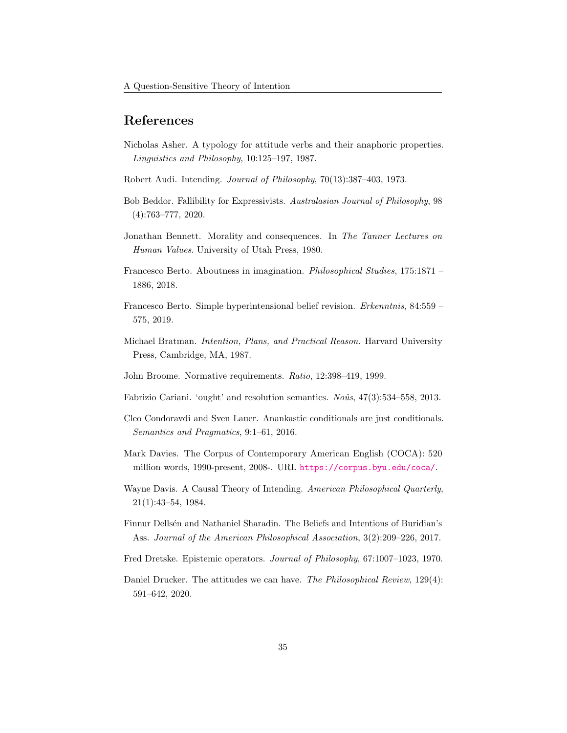## References

Nicholas Asher. A typology for attitude verbs and their anaphoric properties. *Linguistics and Philosophy*, 10:125–197, 1987.

Robert Audi. Intending. *Journal of Philosophy*, 70(13):387–403, 1973.

Bob Beddor. Fallibility for Expressivists. *Australasian Journal of Philosophy*, 98 (4):763–777, 2020.

Jonathan Bennett. Morality and consequences. In *The Tanner Lectures on Human Values*. University of Utah Press, 1980.

Francesco Berto. Aboutness in imagination. *Philosophical Studies*, 175:1871 – 1886, 2018.

Francesco Berto. Simple hyperintensional belief revision. *Erkenntnis*, 84:559 – 575, 2019.

Michael Bratman. *Intention, Plans, and Practical Reason*. Harvard University Press, Cambridge, MA, 1987.

John Broome. Normative requirements. *Ratio*, 12:398–419, 1999.

Fabrizio Cariani. 'ought' and resolution semantics. *Noûs*, 47(3):534–558, 2013.

Cleo Condoravdi and Sven Lauer. Anankastic conditionals are just conditionals. *Semantics and Pragmatics*, 9:1–61, 2016.

Mark Davies. The Corpus of Contemporary American English (COCA): 520 million words, 1990-present, 2008-. URL https://corpus.byu.edu/coca/.

Wayne Davis. A Causal Theory of Intending. *American Philosophical Quarterly*, 21(1):43–54, 1984.

Finnur Dellsén and Nathaniel Sharadin. The Beliefs and Intentions of Buridian's Ass. *Journal of the American Philosophical Association*, 3(2):209–226, 2017.

Fred Dretske. Epistemic operators. *Journal of Philosophy*, 67:1007–1023, 1970.

Daniel Drucker. The attitudes we can have. *The Philosophical Review*, 129(4): 591–642, 2020.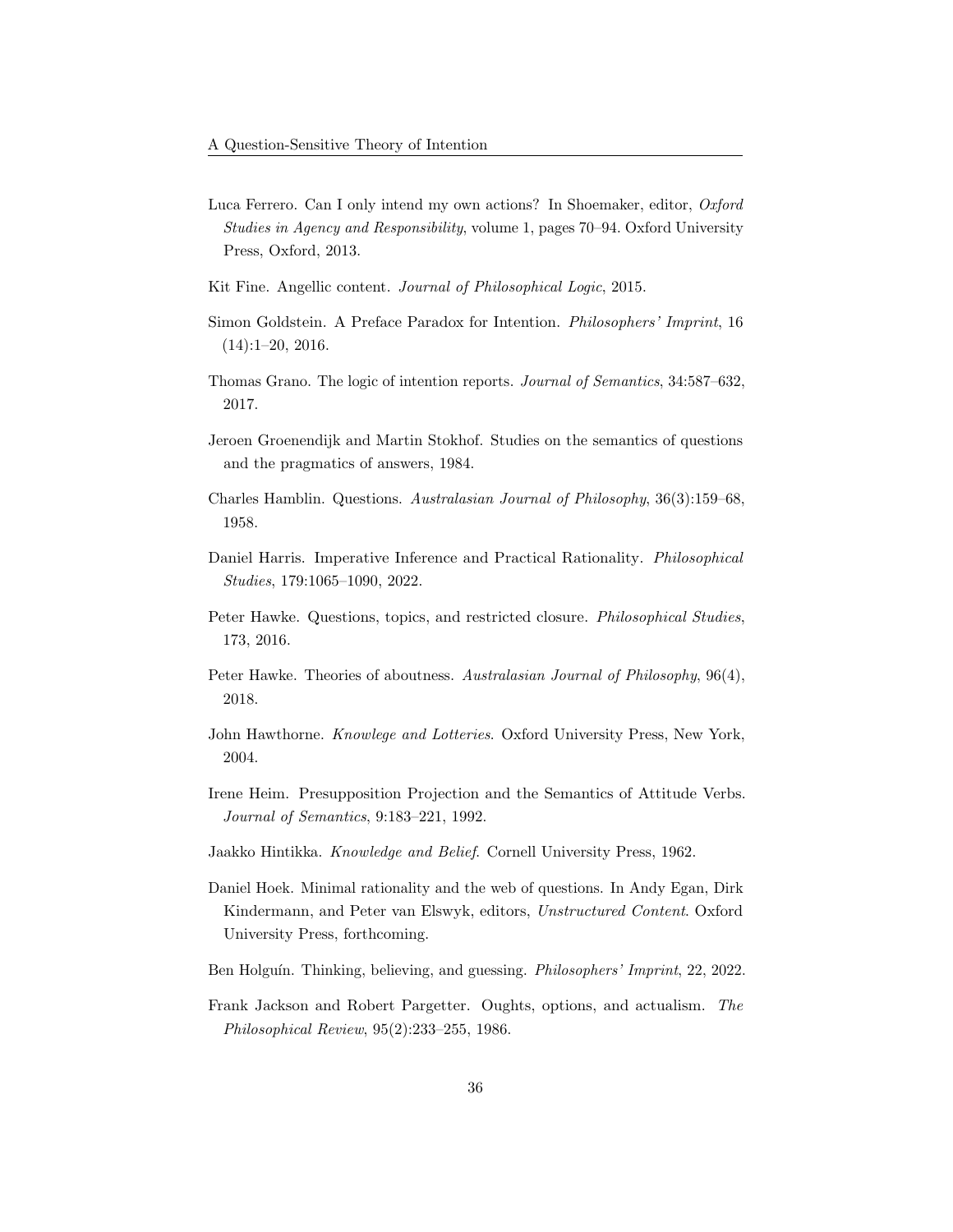Luca Ferrero. Can I only intend my own actions? In Shoemaker, editor, *Oxford Studies in Agency and Responsibility*, volume 1, pages 70–94. Oxford University Press, Oxford, 2013.

Kit Fine. Angellic content. *Journal of Philosophical Logic*, 2015.

Simon Goldstein. A Preface Paradox for Intention. *Philosophers' Imprint*, 16 (14):1–20, 2016.

Thomas Grano. The logic of intention reports. *Journal of Semantics*, 34:587–632, 2017.

Jeroen Groenendijk and Martin Stokhof. Studies on the semantics of questions and the pragmatics of answers, 1984.

Charles Hamblin. Questions. *Australasian Journal of Philosophy*, 36(3):159–68, 1958.

Daniel Harris. Imperative Inference and Practical Rationality. *Philosophical Studies*, 179:1065–1090, 2022.

Peter Hawke. Questions, topics, and restricted closure. *Philosophical Studies*, 173, 2016.

Peter Hawke. Theories of aboutness. *Australasian Journal of Philosophy*, 96(4), 2018.

John Hawthorne. *Knowlege and Lotteries*. Oxford University Press, New York, 2004.

Irene Heim. Presupposition Projection and the Semantics of Attitude Verbs. *Journal of Semantics*, 9:183–221, 1992.

Jaakko Hintikka. *Knowledge and Belief*. Cornell University Press, 1962.

Daniel Hoek. Minimal rationality and the web of questions. In Andy Egan, Dirk Kindermann, and Peter van Elswyk, editors, *Unstructured Content*. Oxford University Press, forthcoming.

Ben Holguín. Thinking, believing, and guessing. *Philosophers' Imprint*, 22, 2022.

Frank Jackson and Robert Pargetter. Oughts, options, and actualism. *The Philosophical Review*, 95(2):233–255, 1986.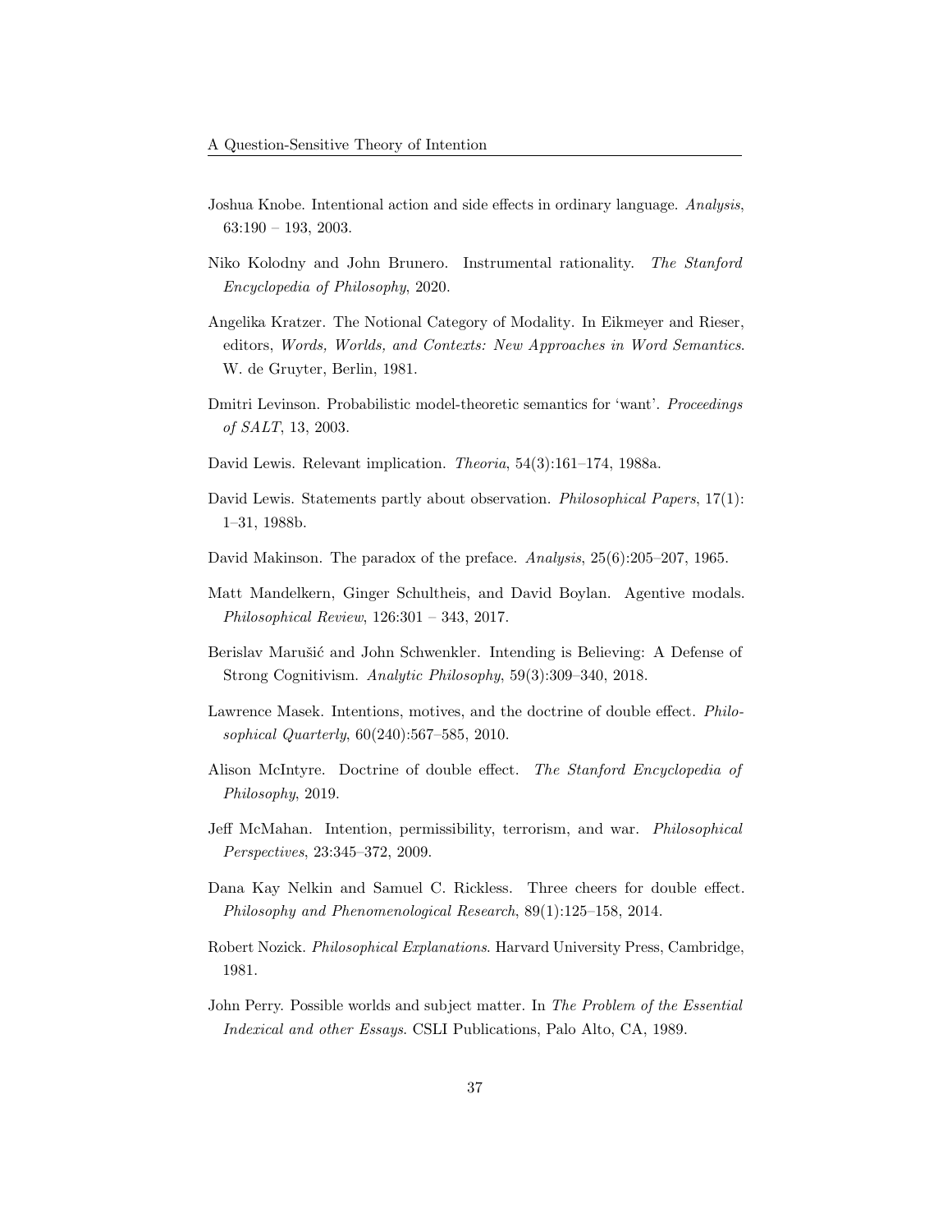Joshua Knobe. Intentional action and side effects in ordinary language. *Analysis*, 63:190 – 193, 2003.

Niko Kolodny and John Brunero. Instrumental rationality. *The Stanford Encyclopedia of Philosophy*, 2020.

Angelika Kratzer. The Notional Category of Modality. In Eikmeyer and Rieser, editors, *Words, Worlds, and Contexts: New Approaches in Word Semantics*. W. de Gruyter, Berlin, 1981.

Dmitri Levinson. Probabilistic model-theoretic semantics for 'want'. *Proceedings of SALT*, 13, 2003.

David Lewis. Relevant implication. *Theoria*, 54(3):161–174, 1988a.

David Lewis. Statements partly about observation. *Philosophical Papers*, 17(1): 1–31, 1988b.

David Makinson. The paradox of the preface. *Analysis*, 25(6):205–207, 1965.

Matt Mandelkern, Ginger Schultheis, and David Boylan. Agentive modals. *Philosophical Review*, 126:301 – 343, 2017.

Berislav Marušić and John Schwenkler. Intending is Believing: A Defense of Strong Cognitivism. *Analytic Philosophy*, 59(3):309–340, 2018.

Lawrence Masek. Intentions, motives, and the doctrine of double effect. *Philosophical Quarterly*, 60(240):567–585, 2010.

Alison McIntyre. Doctrine of double effect. *The Stanford Encyclopedia of Philosophy*, 2019.

Jeff McMahan. Intention, permissibility, terrorism, and war. *Philosophical Perspectives*, 23:345–372, 2009.

Dana Kay Nelkin and Samuel C. Rickless. Three cheers for double effect. *Philosophy and Phenomenological Research*, 89(1):125–158, 2014.

Robert Nozick. *Philosophical Explanations*. Harvard University Press, Cambridge, 1981.

John Perry. Possible worlds and subject matter. In *The Problem of the Essential Indexical and other Essays*. CSLI Publications, Palo Alto, CA, 1989.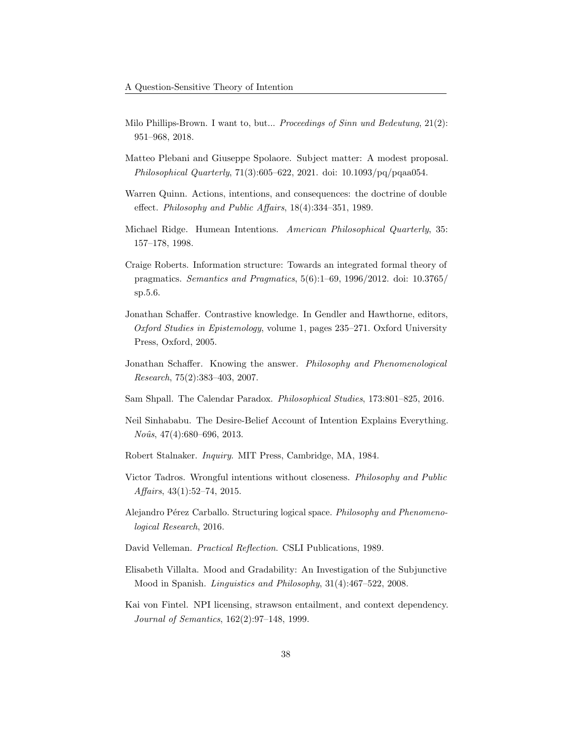Milo Phillips-Brown. I want to, but... *Proceedings of Sinn und Bedeutung*, 21(2): 951–968, 2018.

Matteo Plebani and Giuseppe Spolaore. Subject matter: A modest proposal. *Philosophical Quarterly*, 71(3):605–622, 2021. doi: 10.1093/pq/pqaa054.

Warren Quinn. Actions, intentions, and consequences: the doctrine of double effect. *Philosophy and Public Affairs*, 18(4):334–351, 1989.

Michael Ridge. Humean Intentions. *American Philosophical Quarterly*, 35: 157–178, 1998.

Craige Roberts. Information structure: Towards an integrated formal theory of pragmatics. *Semantics and Pragmatics*, 5(6):1–69, 1996/2012. doi: 10.3765/sp.5.6.

Jonathan Schaffer. Contrastive knowledge. In Gendler and Hawthorne, editors, *Oxford Studies in Epistemology*, volume 1, pages 235–271. Oxford University Press, Oxford, 2005.

Jonathan Schaffer. Knowing the answer. *Philosophy and Phenomenological Research*, 75(2):383–403, 2007.

Sam Shpall. The Calendar Paradox. *Philosophical Studies*, 173:801–825, 2016.

Neil Sinhababu. The Desire-Belief Account of Intention Explains Everything. *Noûs*, 47(4):680–696, 2013.

Robert Stalnaker. *Inquiry*. MIT Press, Cambridge, MA, 1984.

Victor Tadros. Wrongful intentions without closeness. *Philosophy and Public Affairs*, 43(1):52–74, 2015.

Alejandro Pérez Carballo. Structuring logical space. *Philosophy and Phenomenological Research*, 2016.

David Velleman. *Practical Reflection*. CSLI Publications, 1989.

Elisabeth Villalta. Mood and Gradability: An Investigation of the Subjunctive Mood in Spanish. *Linguistics and Philosophy*, 31(4):467–522, 2008.

Kai von Fintel. NPI licensing, strawson entailment, and context dependency. *Journal of Semantics*, 162(2):97–148, 1999.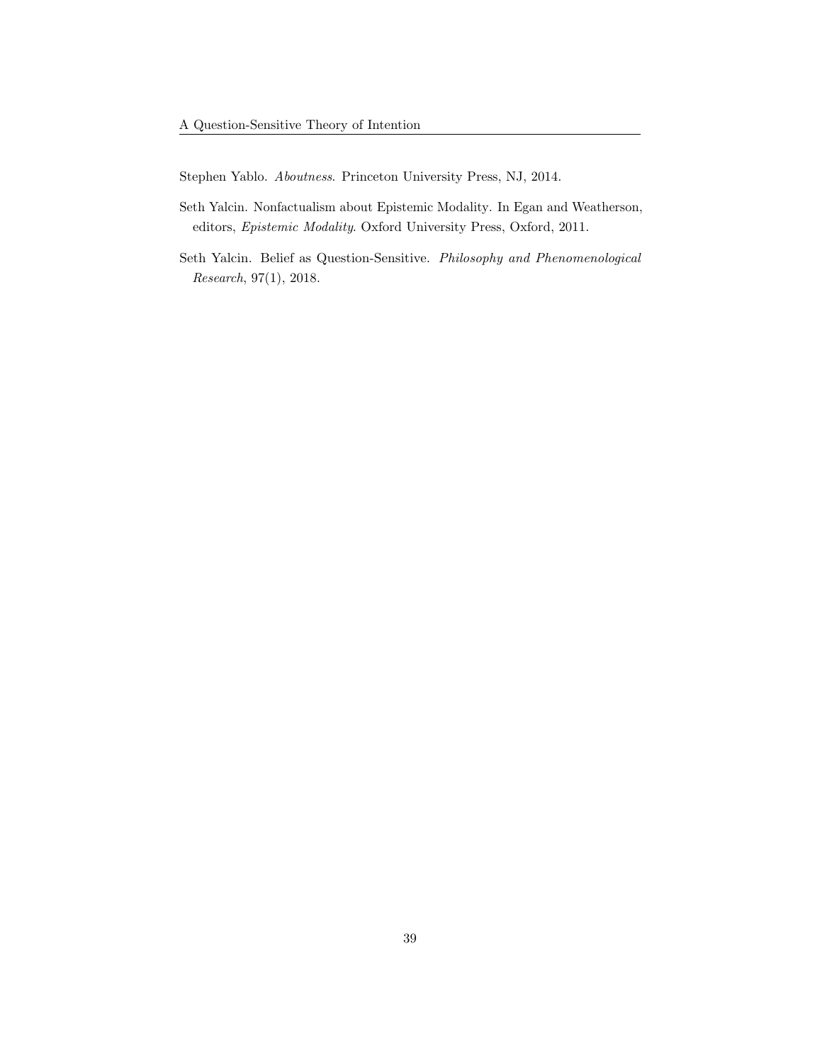Stephen Yablo. *Aboutness*. Princeton University Press, NJ, 2014.

Seth Yalcin. Nonfactualism about Epistemic Modality. In Egan and Weatherson, editors, *Epistemic Modality*. Oxford University Press, Oxford, 2011.

Seth Yalcin. Belief as Question-Sensitive. *Philosophy and Phenomenological Research*, 97(1), 2018.